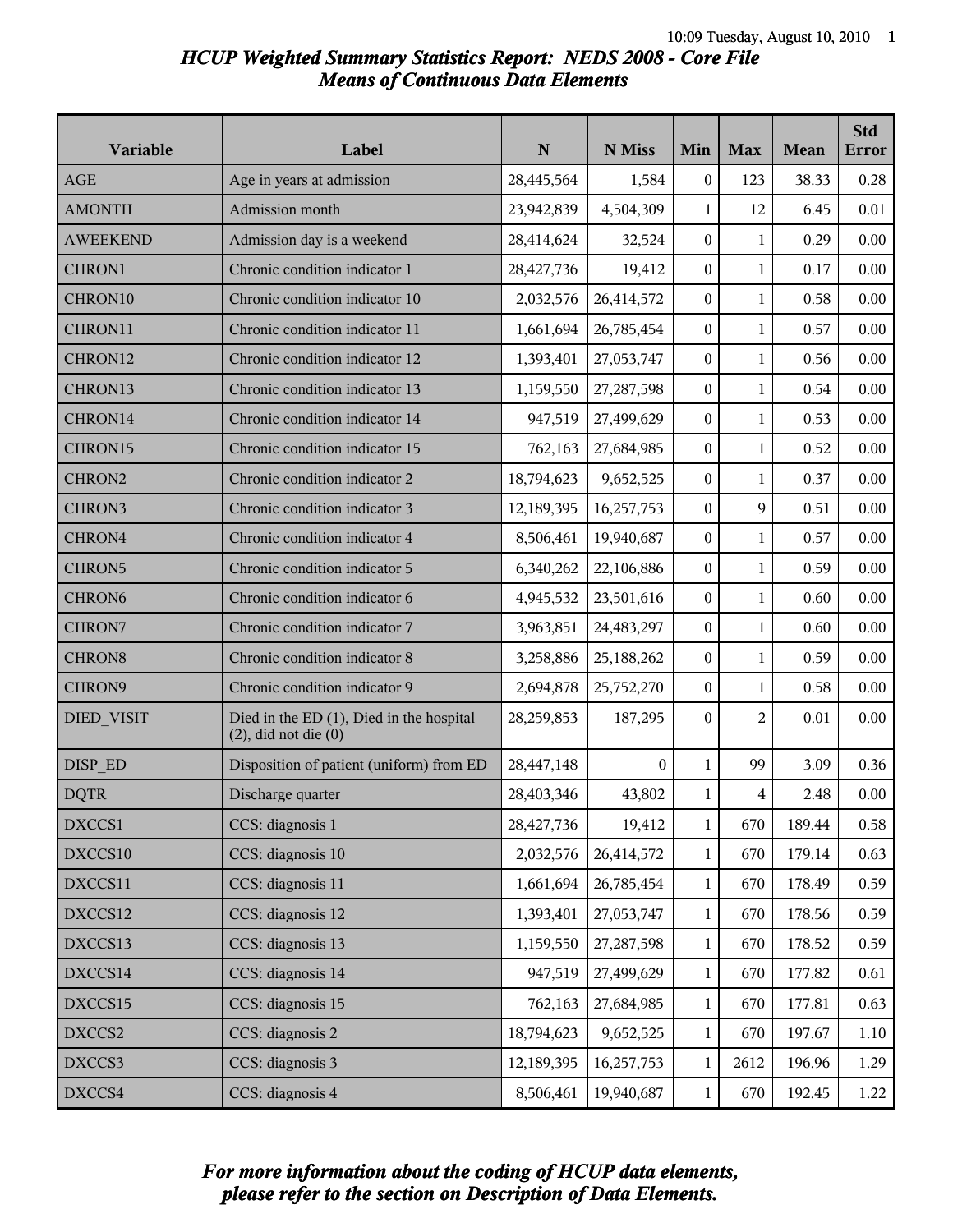# HCUP Weighted Summary Statistics Report: NEDS 2008 - Core File
## Means of Continuous Data Elements

| Variable | Label | N | N Miss | Min | Max | Mean | Std Error |
|---|---|---|---|---|---|---|---|
| AGE | Age in years at admission | 28,445,564 | 1,584 | 0 | 123 | 38.33 | 0.28 |
| AMONTH | Admission month | 23,942,839 | 4,504,309 | 1 | 12 | 6.45 | 0.01 |
| AWEEKEND | Admission day is a weekend | 28,414,624 | 32,524 | 0 | 1 | 0.29 | 0.00 |
| CHRON1 | Chronic condition indicator 1 | 28,427,736 | 19,412 | 0 | 1 | 0.17 | 0.00 |
| CHRON10 | Chronic condition indicator 10 | 2,032,576 | 26,414,572 | 0 | 1 | 0.58 | 0.00 |
| CHRON11 | Chronic condition indicator 11 | 1,661,694 | 26,785,454 | 0 | 1 | 0.57 | 0.00 |
| CHRON12 | Chronic condition indicator 12 | 1,393,401 | 27,053,747 | 0 | 1 | 0.56 | 0.00 |
| CHRON13 | Chronic condition indicator 13 | 1,159,550 | 27,287,598 | 0 | 1 | 0.54 | 0.00 |
| CHRON14 | Chronic condition indicator 14 | 947,519 | 27,499,629 | 0 | 1 | 0.53 | 0.00 |
| CHRON15 | Chronic condition indicator 15 | 762,163 | 27,684,985 | 0 | 1 | 0.52 | 0.00 |
| CHRON2 | Chronic condition indicator 2 | 18,794,623 | 9,652,525 | 0 | 1 | 0.37 | 0.00 |
| CHRON3 | Chronic condition indicator 3 | 12,189,395 | 16,257,753 | 0 | 9 | 0.51 | 0.00 |
| CHRON4 | Chronic condition indicator 4 | 8,506,461 | 19,940,687 | 0 | 1 | 0.57 | 0.00 |
| CHRON5 | Chronic condition indicator 5 | 6,340,262 | 22,106,886 | 0 | 1 | 0.59 | 0.00 |
| CHRON6 | Chronic condition indicator 6 | 4,945,532 | 23,501,616 | 0 | 1 | 0.60 | 0.00 |
| CHRON7 | Chronic condition indicator 7 | 3,963,851 | 24,483,297 | 0 | 1 | 0.60 | 0.00 |
| CHRON8 | Chronic condition indicator 8 | 3,258,886 | 25,188,262 | 0 | 1 | 0.59 | 0.00 |
| CHRON9 | Chronic condition indicator 9 | 2,694,878 | 25,752,270 | 0 | 1 | 0.58 | 0.00 |
| DIED_VISIT | Died in the ED (1), Died in the hospital (2), did not die (0) | 28,259,853 | 187,295 | 0 | 2 | 0.01 | 0.00 |
| DISP_ED | Disposition of patient (uniform) from ED | 28,447,148 | 0 | 1 | 99 | 3.09 | 0.36 |
| DQTR | Discharge quarter | 28,403,346 | 43,802 | 1 | 4 | 2.48 | 0.00 |
| DXCCS1 | CCS: diagnosis 1 | 28,427,736 | 19,412 | 1 | 670 | 189.44 | 0.58 |
| DXCCS10 | CCS: diagnosis 10 | 2,032,576 | 26,414,572 | 1 | 670 | 179.14 | 0.63 |
| DXCCS11 | CCS: diagnosis 11 | 1,661,694 | 26,785,454 | 1 | 670 | 178.49 | 0.59 |
| DXCCS12 | CCS: diagnosis 12 | 1,393,401 | 27,053,747 | 1 | 670 | 178.56 | 0.59 |
| DXCCS13 | CCS: diagnosis 13 | 1,159,550 | 27,287,598 | 1 | 670 | 178.52 | 0.59 |
| DXCCS14 | CCS: diagnosis 14 | 947,519 | 27,499,629 | 1 | 670 | 177.82 | 0.61 |
| DXCCS15 | CCS: diagnosis 15 | 762,163 | 27,684,985 | 1 | 670 | 177.81 | 0.63 |
| DXCCS2 | CCS: diagnosis 2 | 18,794,623 | 9,652,525 | 1 | 670 | 197.67 | 1.10 |
| DXCCS3 | CCS: diagnosis 3 | 12,189,395 | 16,257,753 | 1 | 2612 | 196.96 | 1.29 |
| DXCCS4 | CCS: diagnosis 4 | 8,506,461 | 19,940,687 | 1 | 670 | 192.45 | 1.22 |

*For more information about the coding of HCUP data elements, please refer to the section on Description of Data Elements.*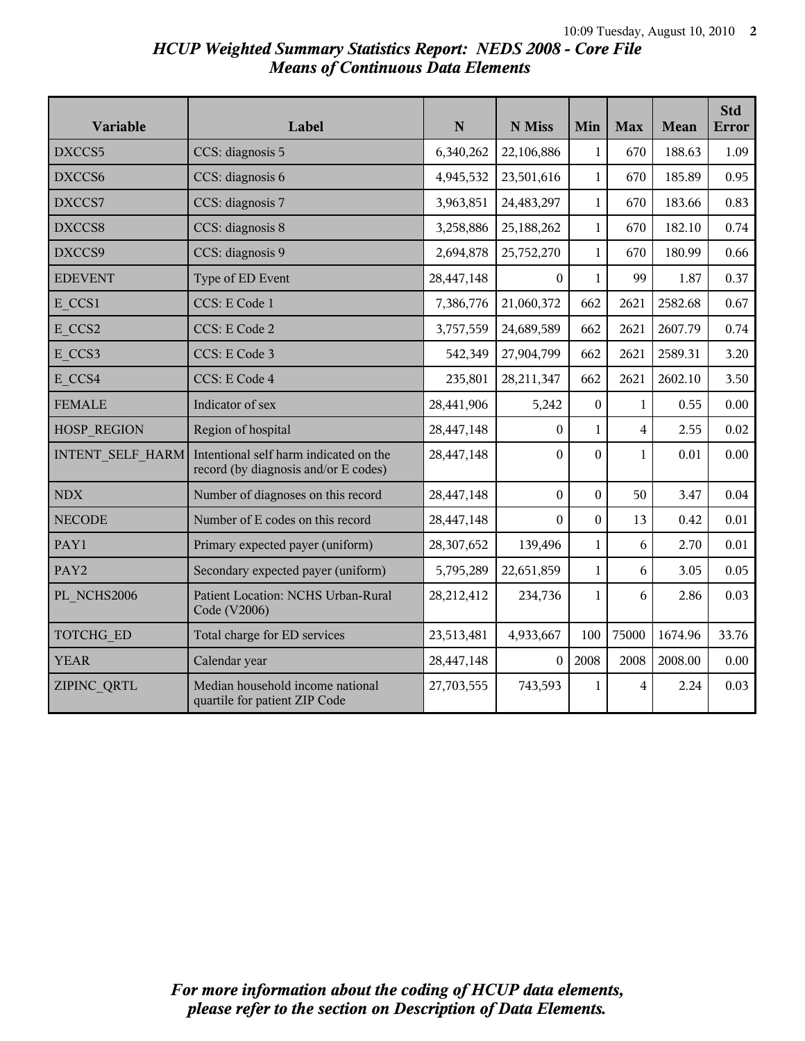# *HCUP Weighted Summary Statistics Report: NEDS 2008 - Core File*
## *Means of Continuous Data Elements*

| Variable | Label | N | N Miss | Min | Max | Mean | Std Error |
|---|---|---|---|---|---|---|---|
| DXCCS5 | CCS: diagnosis 5 | 6,340,262 | 22,106,886 | 1 | 670 | 188.63 | 1.09 |
| DXCCS6 | CCS: diagnosis 6 | 4,945,532 | 23,501,616 | 1 | 670 | 185.89 | 0.95 |
| DXCCS7 | CCS: diagnosis 7 | 3,963,851 | 24,483,297 | 1 | 670 | 183.66 | 0.83 |
| DXCCS8 | CCS: diagnosis 8 | 3,258,886 | 25,188,262 | 1 | 670 | 182.10 | 0.74 |
| DXCCS9 | CCS: diagnosis 9 | 2,694,878 | 25,752,270 | 1 | 670 | 180.99 | 0.66 |
| EDEVENT | Type of ED Event | 28,447,148 | 0 | 1 | 99 | 1.87 | 0.37 |
| E_CCS1 | CCS: E Code 1 | 7,386,776 | 21,060,372 | 662 | 2621 | 2582.68 | 0.67 |
| E_CCS2 | CCS: E Code 2 | 3,757,559 | 24,689,589 | 662 | 2621 | 2607.79 | 0.74 |
| E_CCS3 | CCS: E Code 3 | 542,349 | 27,904,799 | 662 | 2621 | 2589.31 | 3.20 |
| E_CCS4 | CCS: E Code 4 | 235,801 | 28,211,347 | 662 | 2621 | 2602.10 | 3.50 |
| FEMALE | Indicator of sex | 28,441,906 | 5,242 | 0 | 1 | 0.55 | 0.00 |
| HOSP_REGION | Region of hospital | 28,447,148 | 0 | 1 | 4 | 2.55 | 0.02 |
| INTENT_SELF_HARM | Intentional self harm indicated on the record (by diagnosis and/or E codes) | 28,447,148 | 0 | 0 | 1 | 0.01 | 0.00 |
| NDX | Number of diagnoses on this record | 28,447,148 | 0 | 0 | 50 | 3.47 | 0.04 |
| NECODE | Number of E codes on this record | 28,447,148 | 0 | 0 | 13 | 0.42 | 0.01 |
| PAY1 | Primary expected payer (uniform) | 28,307,652 | 139,496 | 1 | 6 | 2.70 | 0.01 |
| PAY2 | Secondary expected payer (uniform) | 5,795,289 | 22,651,859 | 1 | 6 | 3.05 | 0.05 |
| PL_NCHS2006 | Patient Location: NCHS Urban-Rural Code (V2006) | 28,212,412 | 234,736 | 1 | 6 | 2.86 | 0.03 |
| TOTCHG_ED | Total charge for ED services | 23,513,481 | 4,933,667 | 100 | 75000 | 1674.96 | 33.76 |
| YEAR | Calendar year | 28,447,148 | 0 | 2008 | 2008 | 2008.00 | 0.00 |
| ZIPINC_QRTL | Median household income national quartile for patient ZIP Code | 27,703,555 | 743,593 | 1 | 4 | 2.24 | 0.03 |

*For more information about the coding of HCUP data elements, please refer to the section on Description of Data Elements.*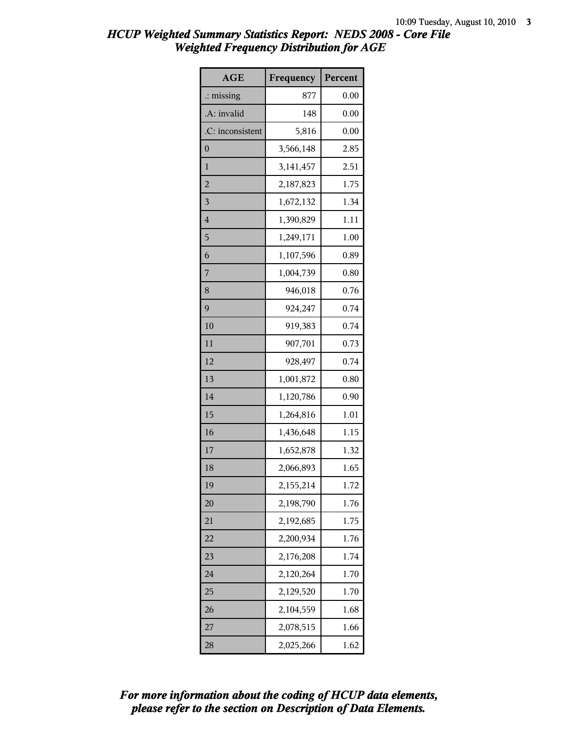# HCUP Weighted Summary Statistics Report: NEDS 2008 - Core File
## Weighted Frequency Distribution for AGE

| AGE | Frequency | Percent |
|---|---|---|
| .: missing | 877 | 0.00 |
| .A: invalid | 148 | 0.00 |
| .C: inconsistent | 5,816 | 0.00 |
| 0 | 3,566,148 | 2.85 |
| 1 | 3,141,457 | 2.51 |
| 2 | 2,187,823 | 1.75 |
| 3 | 1,672,132 | 1.34 |
| 4 | 1,390,829 | 1.11 |
| 5 | 1,249,171 | 1.00 |
| 6 | 1,107,596 | 0.89 |
| 7 | 1,004,739 | 0.80 |
| 8 | 946,018 | 0.76 |
| 9 | 924,247 | 0.74 |
| 10 | 919,383 | 0.74 |
| 11 | 907,701 | 0.73 |
| 12 | 928,497 | 0.74 |
| 13 | 1,001,872 | 0.80 |
| 14 | 1,120,786 | 0.90 |
| 15 | 1,264,816 | 1.01 |
| 16 | 1,436,648 | 1.15 |
| 17 | 1,652,878 | 1.32 |
| 18 | 2,066,893 | 1.65 |
| 19 | 2,155,214 | 1.72 |
| 20 | 2,198,790 | 1.76 |
| 21 | 2,192,685 | 1.75 |
| 22 | 2,200,934 | 1.76 |
| 23 | 2,176,208 | 1.74 |
| 24 | 2,120,264 | 1.70 |
| 25 | 2,129,520 | 1.70 |
| 26 | 2,104,559 | 1.68 |
| 27 | 2,078,515 | 1.66 |
| 28 | 2,025,266 | 1.62 |

*For more information about the coding of HCUP data elements, please refer to the section on Description of Data Elements.*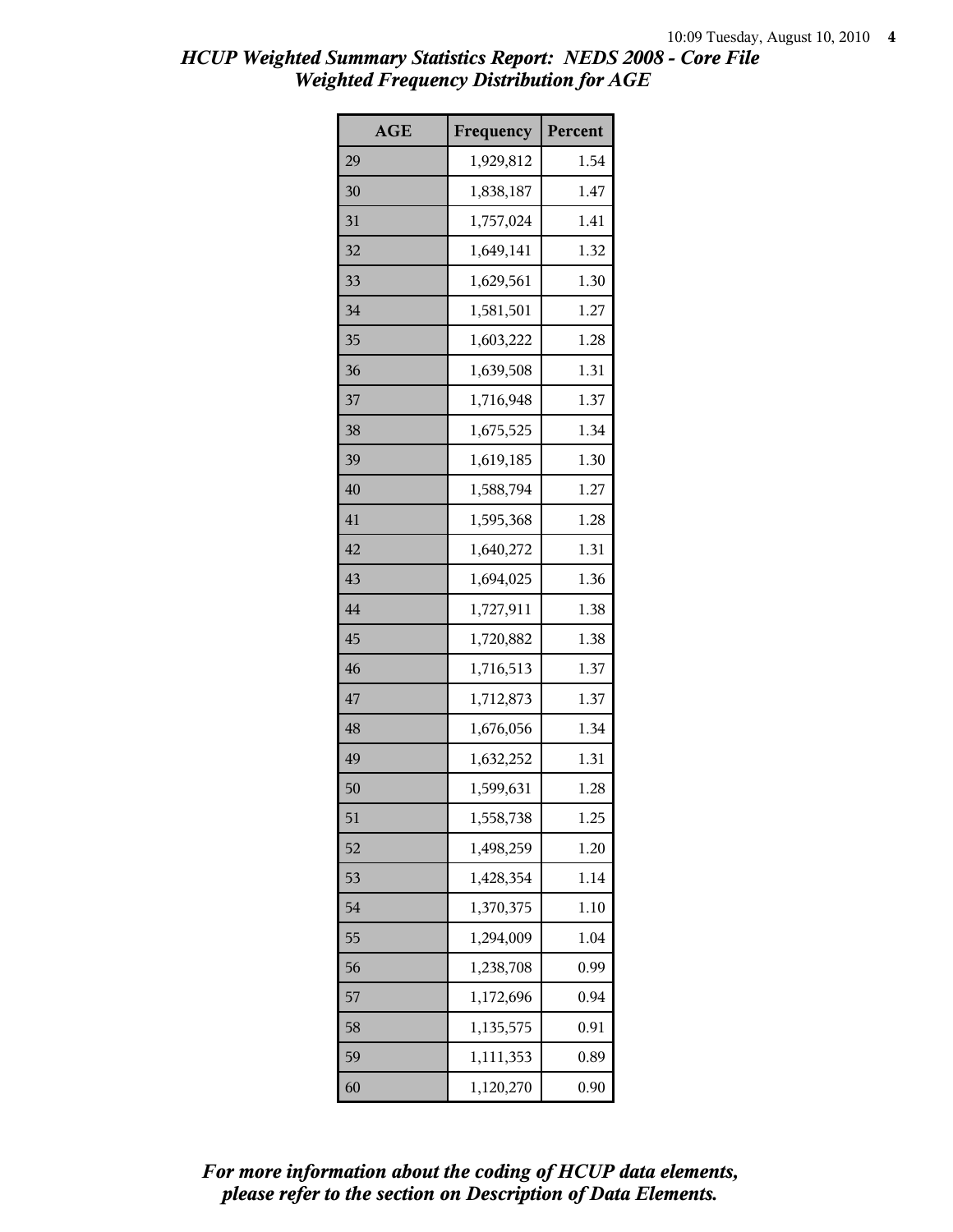# HCUP Weighted Summary Statistics Report: NEDS 2008 - Core File
## Weighted Frequency Distribution for AGE

| AGE | Frequency | Percent |
|---|---|---|
| 29 | 1,929,812 | 1.54 |
| 30 | 1,838,187 | 1.47 |
| 31 | 1,757,024 | 1.41 |
| 32 | 1,649,141 | 1.32 |
| 33 | 1,629,561 | 1.30 |
| 34 | 1,581,501 | 1.27 |
| 35 | 1,603,222 | 1.28 |
| 36 | 1,639,508 | 1.31 |
| 37 | 1,716,948 | 1.37 |
| 38 | 1,675,525 | 1.34 |
| 39 | 1,619,185 | 1.30 |
| 40 | 1,588,794 | 1.27 |
| 41 | 1,595,368 | 1.28 |
| 42 | 1,640,272 | 1.31 |
| 43 | 1,694,025 | 1.36 |
| 44 | 1,727,911 | 1.38 |
| 45 | 1,720,882 | 1.38 |
| 46 | 1,716,513 | 1.37 |
| 47 | 1,712,873 | 1.37 |
| 48 | 1,676,056 | 1.34 |
| 49 | 1,632,252 | 1.31 |
| 50 | 1,599,631 | 1.28 |
| 51 | 1,558,738 | 1.25 |
| 52 | 1,498,259 | 1.20 |
| 53 | 1,428,354 | 1.14 |
| 54 | 1,370,375 | 1.10 |
| 55 | 1,294,009 | 1.04 |
| 56 | 1,238,708 | 0.99 |
| 57 | 1,172,696 | 0.94 |
| 58 | 1,135,575 | 0.91 |
| 59 | 1,111,353 | 0.89 |
| 60 | 1,120,270 | 0.90 |

*For more information about the coding of HCUP data elements, please refer to the section on Description of Data Elements.*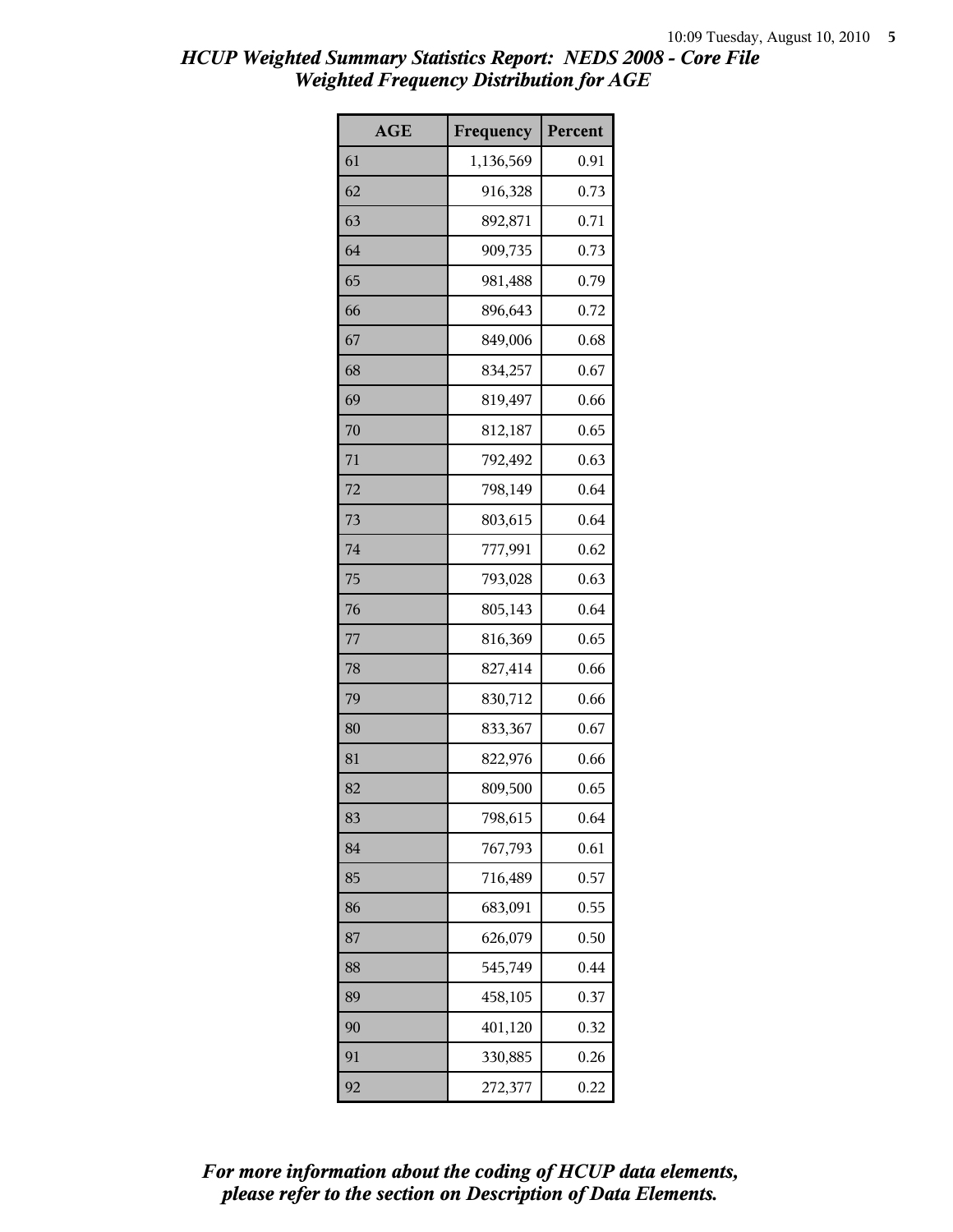# HCUP Weighted Summary Statistics Report: NEDS 2008 - Core File
## Weighted Frequency Distribution for AGE

| AGE | Frequency | Percent |
|---|---|---|
| 61 | 1,136,569 | 0.91 |
| 62 | 916,328 | 0.73 |
| 63 | 892,871 | 0.71 |
| 64 | 909,735 | 0.73 |
| 65 | 981,488 | 0.79 |
| 66 | 896,643 | 0.72 |
| 67 | 849,006 | 0.68 |
| 68 | 834,257 | 0.67 |
| 69 | 819,497 | 0.66 |
| 70 | 812,187 | 0.65 |
| 71 | 792,492 | 0.63 |
| 72 | 798,149 | 0.64 |
| 73 | 803,615 | 0.64 |
| 74 | 777,991 | 0.62 |
| 75 | 793,028 | 0.63 |
| 76 | 805,143 | 0.64 |
| 77 | 816,369 | 0.65 |
| 78 | 827,414 | 0.66 |
| 79 | 830,712 | 0.66 |
| 80 | 833,367 | 0.67 |
| 81 | 822,976 | 0.66 |
| 82 | 809,500 | 0.65 |
| 83 | 798,615 | 0.64 |
| 84 | 767,793 | 0.61 |
| 85 | 716,489 | 0.57 |
| 86 | 683,091 | 0.55 |
| 87 | 626,079 | 0.50 |
| 88 | 545,749 | 0.44 |
| 89 | 458,105 | 0.37 |
| 90 | 401,120 | 0.32 |
| 91 | 330,885 | 0.26 |
| 92 | 272,377 | 0.22 |

*For more information about the coding of HCUP data elements, please refer to the section on Description of Data Elements.*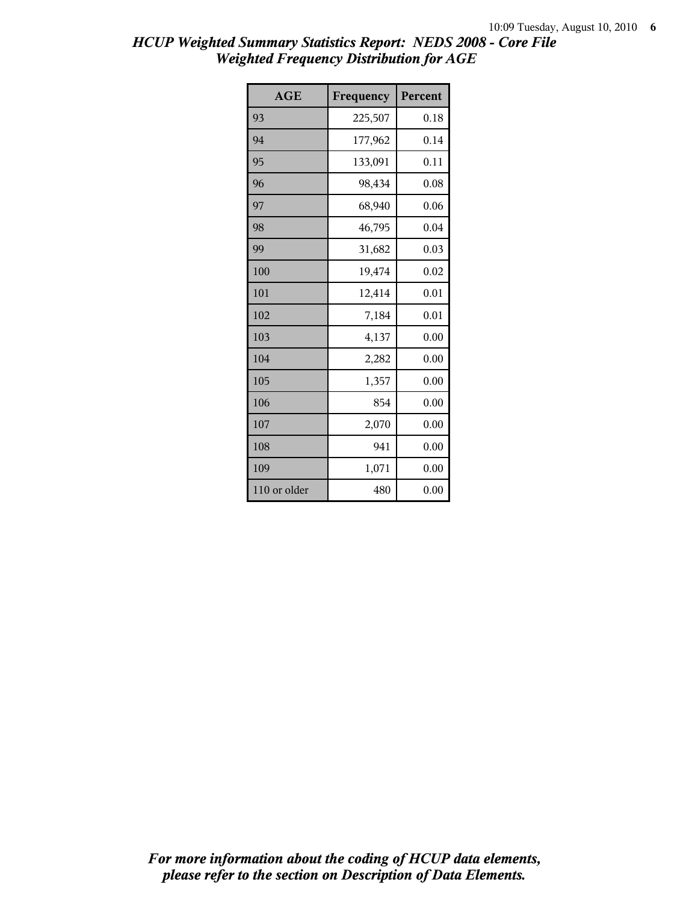# *HCUP Weighted Summary Statistics Report: NEDS 2008 - Core File*
# *Weighted Frequency Distribution for AGE*

| AGE | Frequency | Percent |
|---|---|---|
| 93 | 225,507 | 0.18 |
| 94 | 177,962 | 0.14 |
| 95 | 133,091 | 0.11 |
| 96 | 98,434 | 0.08 |
| 97 | 68,940 | 0.06 |
| 98 | 46,795 | 0.04 |
| 99 | 31,682 | 0.03 |
| 100 | 19,474 | 0.02 |
| 101 | 12,414 | 0.01 |
| 102 | 7,184 | 0.01 |
| 103 | 4,137 | 0.00 |
| 104 | 2,282 | 0.00 |
| 105 | 1,357 | 0.00 |
| 106 | 854 | 0.00 |
| 107 | 2,070 | 0.00 |
| 108 | 941 | 0.00 |
| 109 | 1,071 | 0.00 |
| 110 or older | 480 | 0.00 |

***For more information about the coding of HCUP data elements, please refer to the section on Description of Data Elements.***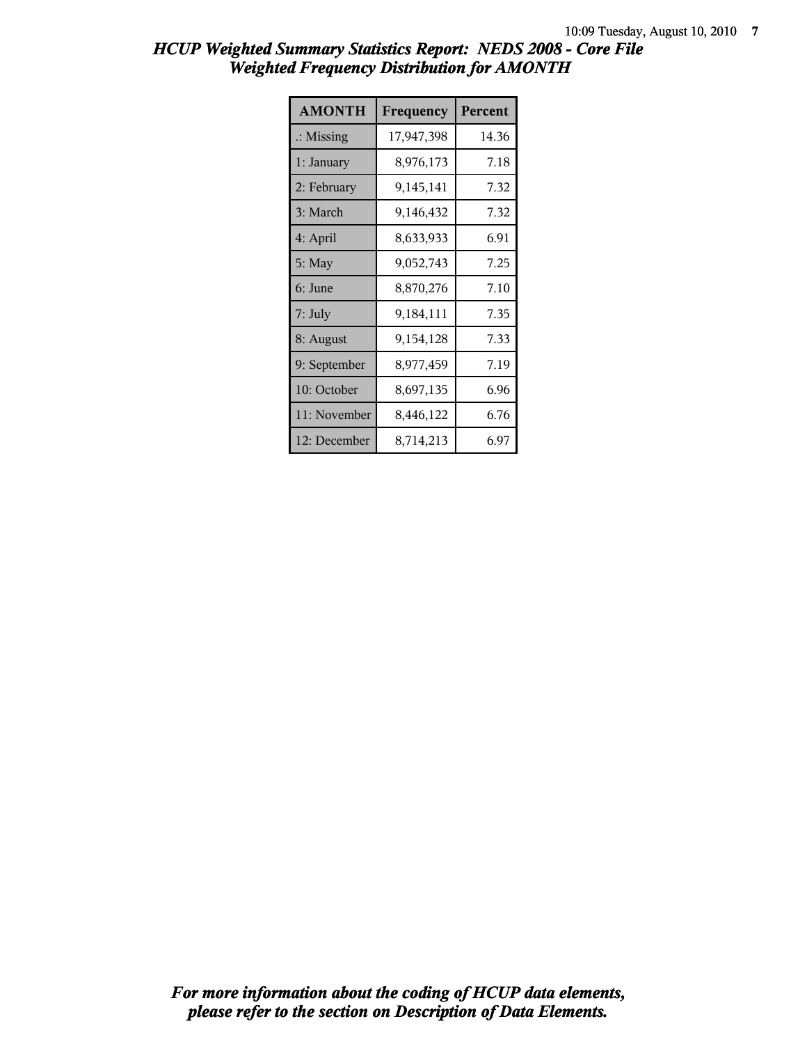# HCUP Weighted Summary Statistics Report: NEDS 2008 - Core File
## Weighted Frequency Distribution for AMONTH

| AMONTH | Frequency | Percent |
|---|---|---|
| .: Missing | 17,947,398 | 14.36 |
| 1: January | 8,976,173 | 7.18 |
| 2: February | 9,145,141 | 7.32 |
| 3: March | 9,146,432 | 7.32 |
| 4: April | 8,633,933 | 6.91 |
| 5: May | 9,052,743 | 7.25 |
| 6: June | 8,870,276 | 7.10 |
| 7: July | 9,184,111 | 7.35 |
| 8: August | 9,154,128 | 7.33 |
| 9: September | 8,977,459 | 7.19 |
| 10: October | 8,697,135 | 6.96 |
| 11: November | 8,446,122 | 6.76 |
| 12: December | 8,714,213 | 6.97 |

*For more information about the coding of HCUP data elements, please refer to the section on Description of Data Elements.*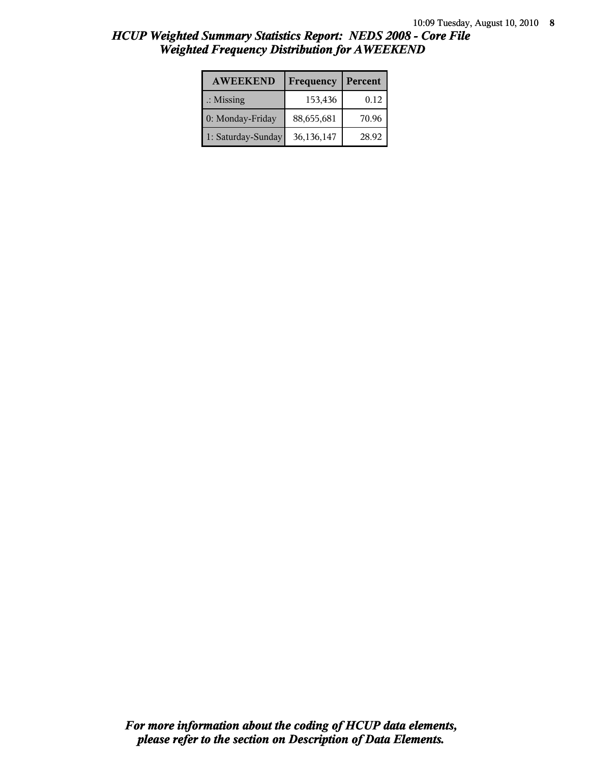# *HCUP Weighted Summary Statistics Report: NEDS 2008 - Core File*
## *Weighted Frequency Distribution for AWEEKEND*

| AWEEKEND | Frequency | Percent |
|---|---|---|
| .: Missing | 153,436 | 0.12 |
| 0: Monday-Friday | 88,655,681 | 70.96 |
| 1: Saturday-Sunday | 36,136,147 | 28.92 |

***For more information about the coding of HCUP data elements, please refer to the section on Description of Data Elements.***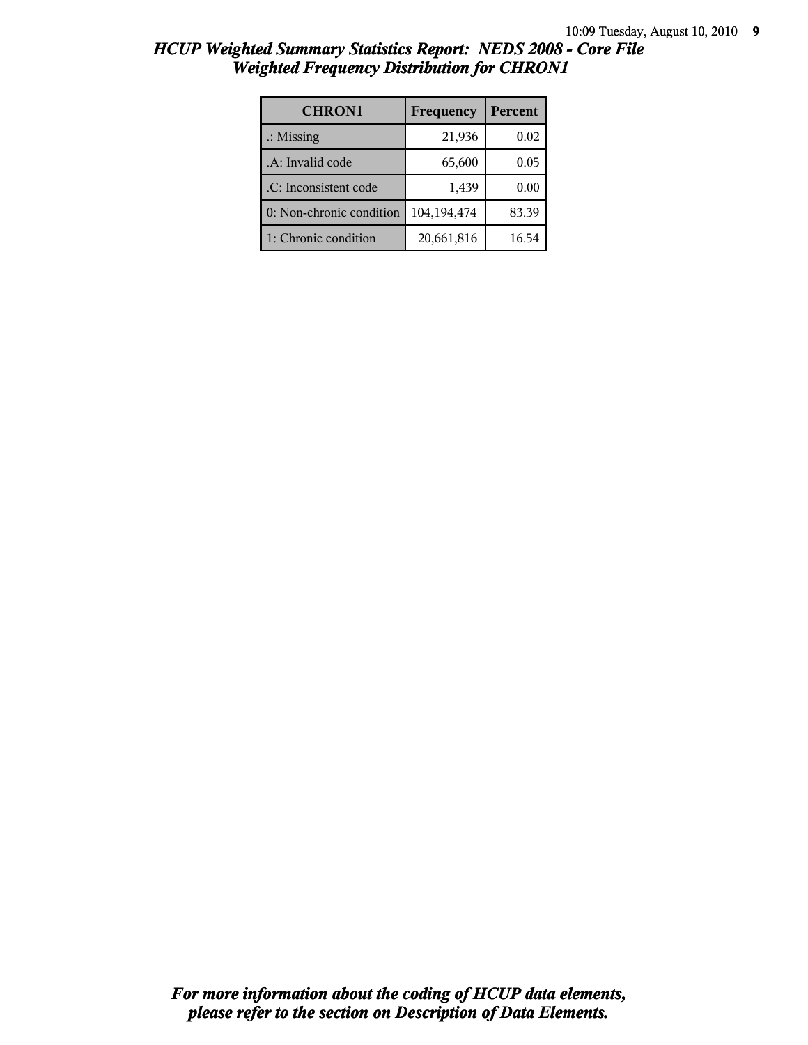# HCUP Weighted Summary Statistics Report: NEDS 2008 - Core File
## Weighted Frequency Distribution for CHRON1

| CHRON1 | Frequency | Percent |
|---|---|---|
| .: Missing | 21,936 | 0.02 |
| .A: Invalid code | 65,600 | 0.05 |
| .C: Inconsistent code | 1,439 | 0.00 |
| 0: Non-chronic condition | 104,194,474 | 83.39 |
| 1: Chronic condition | 20,661,816 | 16.54 |

***For more information about the coding of HCUP data elements, please refer to the section on Description of Data Elements.***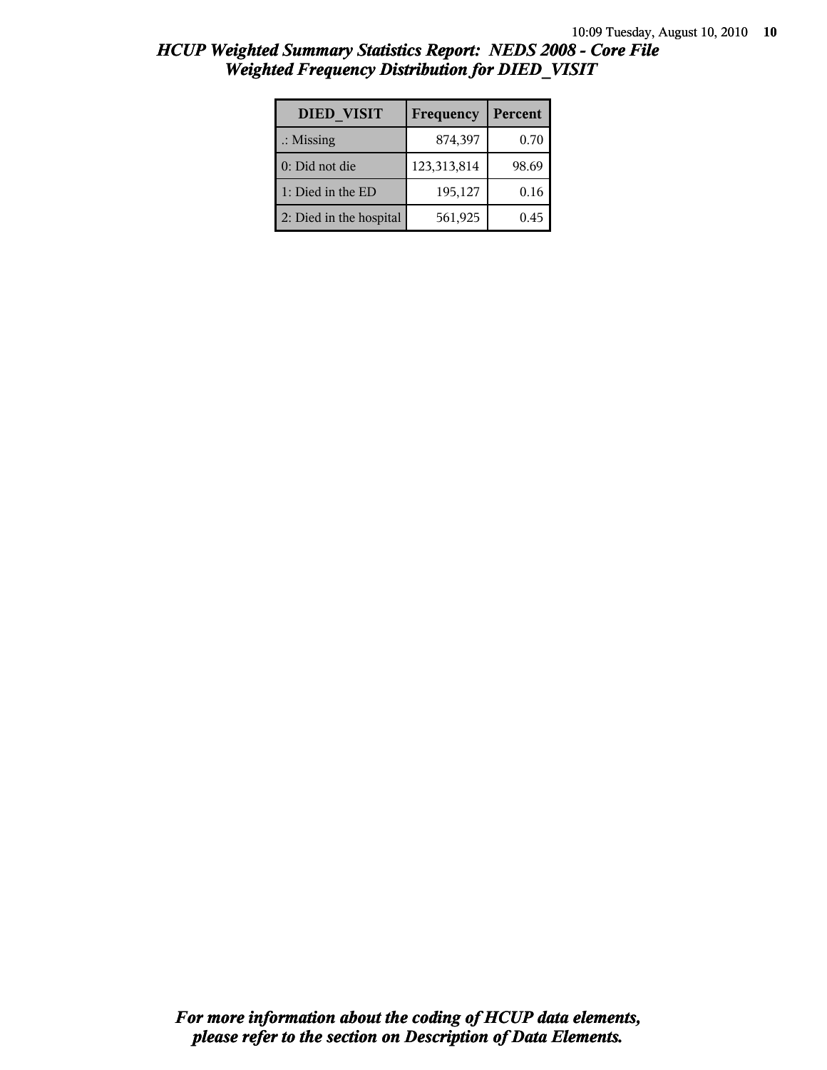# *HCUP Weighted Summary Statistics Report: NEDS 2008 - Core File*
## *Weighted Frequency Distribution for DIED_VISIT*

| DIED_VISIT | Frequency | Percent |
|---|---|---|
| .: Missing | 874,397 | 0.70 |
| 0: Did not die | 123,313,814 | 98.69 |
| 1: Died in the ED | 195,127 | 0.16 |
| 2: Died in the hospital | 561,925 | 0.45 |

***For more information about the coding of HCUP data elements, please refer to the section on Description of Data Elements.***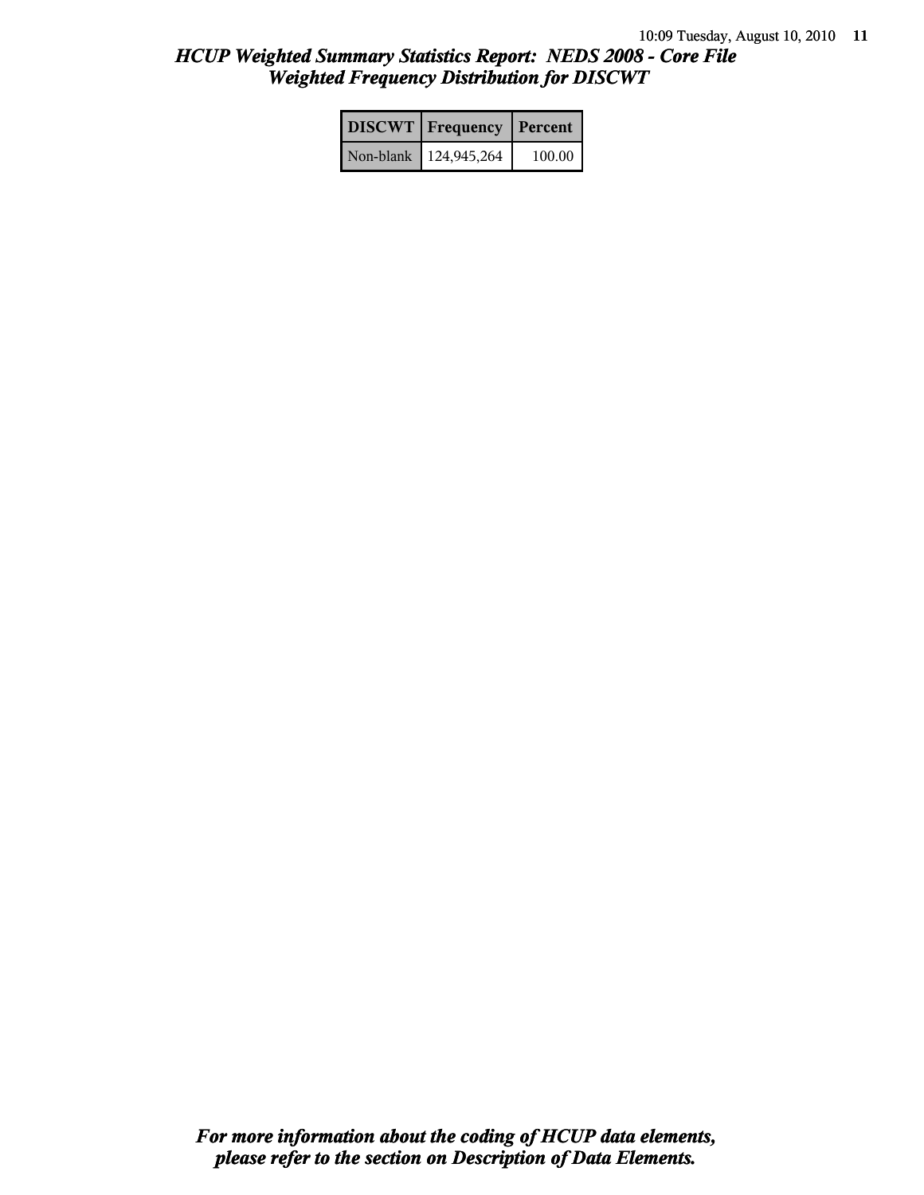# *HCUP Weighted Summary Statistics Report: NEDS 2008 - Core File*
## *Weighted Frequency Distribution for DISCWT*

| DISCWT | Frequency | Percent |
| --- | --- | --- |
| Non-blank | 124,945,264 | 100.00 |

***For more information about the coding of HCUP data elements, please refer to the section on Description of Data Elements.***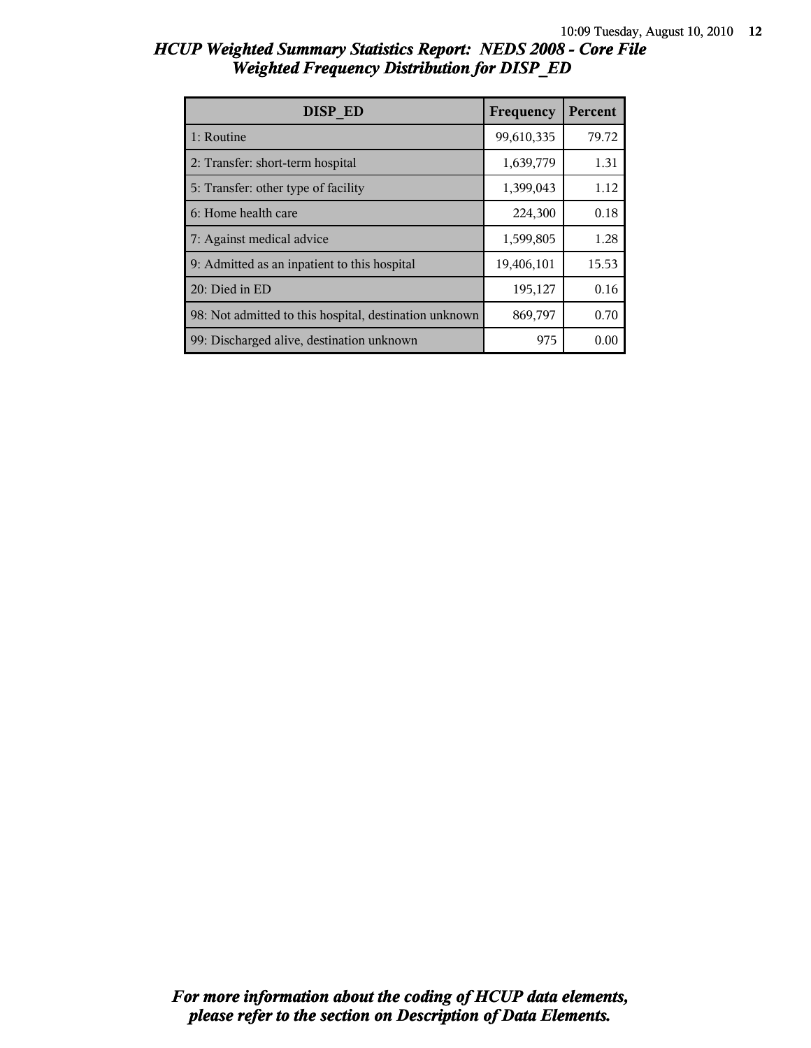# HCUP Weighted Summary Statistics Report: NEDS 2008 - Core File

## Weighted Frequency Distribution for DISP_ED

| DISP_ED | Frequency | Percent |
|---|---|---|
| 1: Routine | 99,610,335 | 79.72 |
| 2: Transfer: short-term hospital | 1,639,779 | 1.31 |
| 5: Transfer: other type of facility | 1,399,043 | 1.12 |
| 6: Home health care | 224,300 | 0.18 |
| 7: Against medical advice | 1,599,805 | 1.28 |
| 9: Admitted as an inpatient to this hospital | 19,406,101 | 15.53 |
| 20: Died in ED | 195,127 | 0.16 |
| 98: Not admitted to this hospital, destination unknown | 869,797 | 0.70 |
| 99: Discharged alive, destination unknown | 975 | 0.00 |

*For more information about the coding of HCUP data elements, please refer to the section on Description of Data Elements.*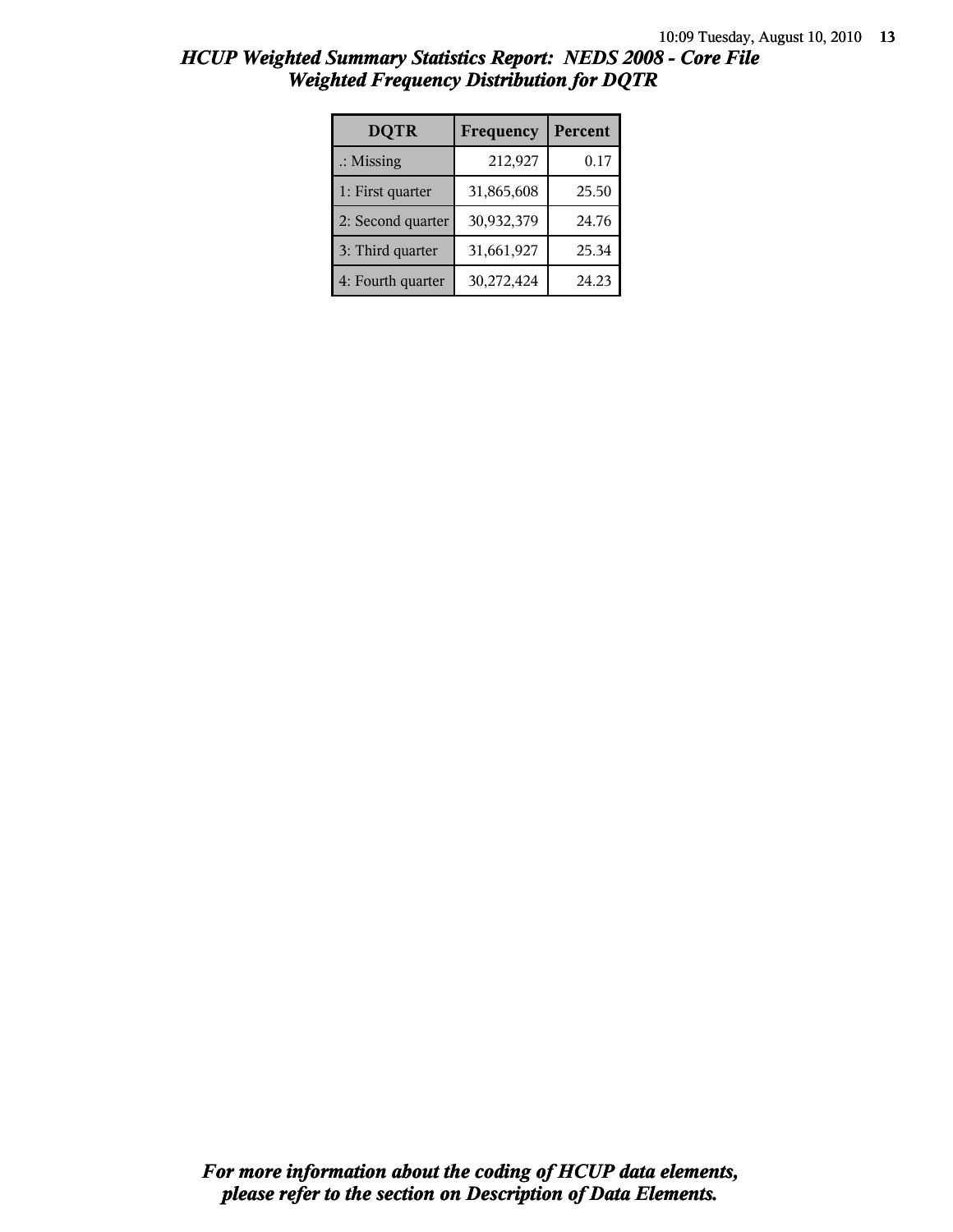# HCUP Weighted Summary Statistics Report: NEDS 2008 - Core File
## Weighted Frequency Distribution for DQTR

| DQTR | Frequency | Percent |
|---|---|---|
| .: Missing | 212,927 | 0.17 |
| 1: First quarter | 31,865,608 | 25.50 |
| 2: Second quarter | 30,932,379 | 24.76 |
| 3: Third quarter | 31,661,927 | 25.34 |
| 4: Fourth quarter | 30,272,424 | 24.23 |

***For more information about the coding of HCUP data elements, please refer to the section on Description of Data Elements.***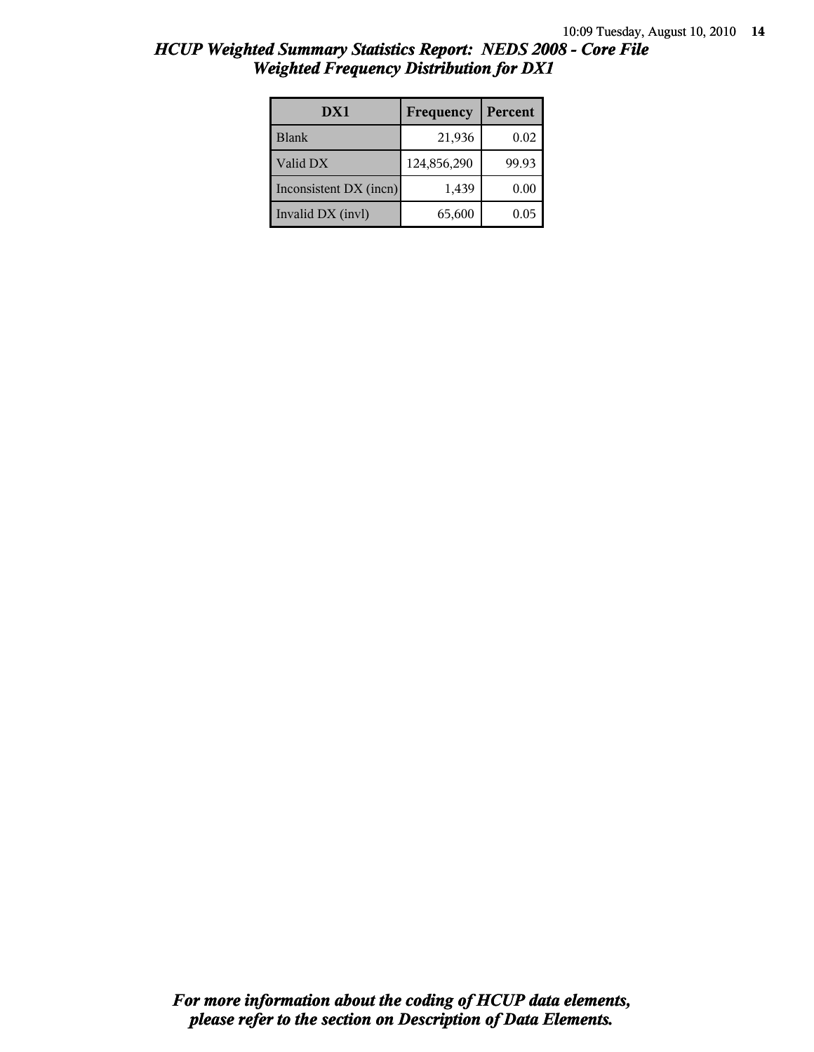## *HCUP Weighted Summary Statistics Report: NEDS 2008 - Core File*
## *Weighted Frequency Distribution for DX1*

| DX1 | Frequency | Percent |
|---|---|---|
| Blank | 21,936 | 0.02 |
| Valid DX | 124,856,290 | 99.93 |
| Inconsistent DX (incn) | 1,439 | 0.00 |
| Invalid DX (invl) | 65,600 | 0.05 |

***For more information about the coding of HCUP data elements, please refer to the section on Description of Data Elements.***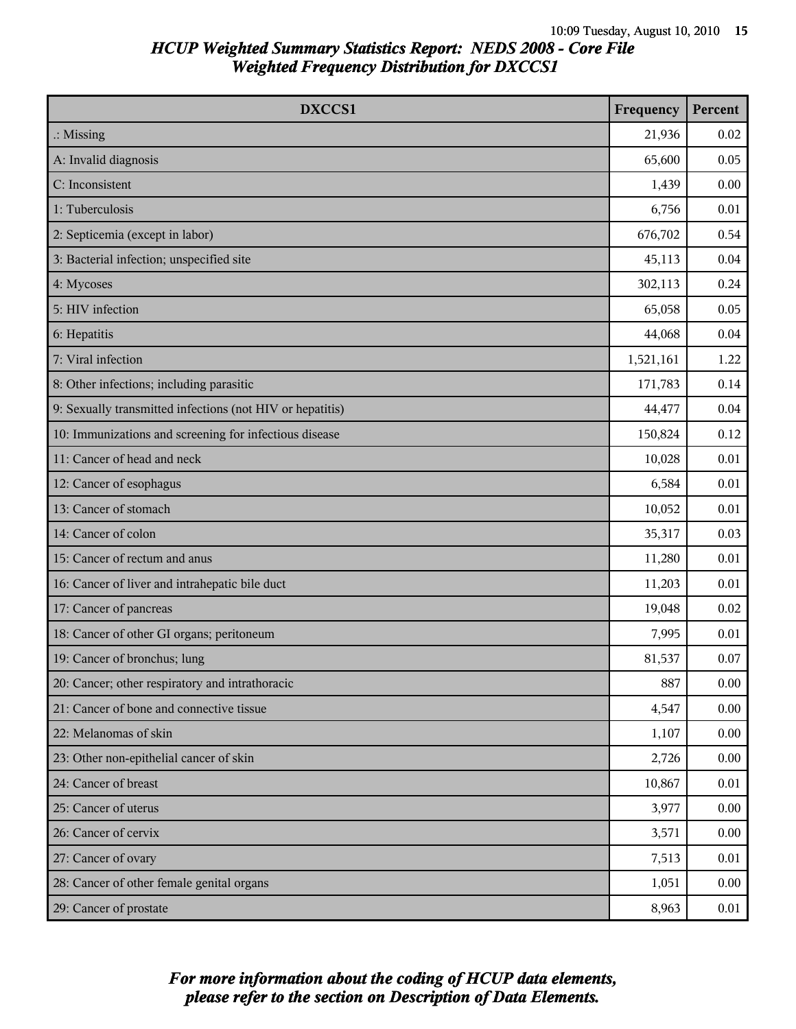# HCUP Weighted Summary Statistics Report: NEDS 2008 - Core File
## Weighted Frequency Distribution for DXCCS1

| DXCCS1 | Frequency | Percent |
|---|---|---|
| .: Missing | 21,936 | 0.02 |
| A: Invalid diagnosis | 65,600 | 0.05 |
| C: Inconsistent | 1,439 | 0.00 |
| 1: Tuberculosis | 6,756 | 0.01 |
| 2: Septicemia (except in labor) | 676,702 | 0.54 |
| 3: Bacterial infection; unspecified site | 45,113 | 0.04 |
| 4: Mycoses | 302,113 | 0.24 |
| 5: HIV infection | 65,058 | 0.05 |
| 6: Hepatitis | 44,068 | 0.04 |
| 7: Viral infection | 1,521,161 | 1.22 |
| 8: Other infections; including parasitic | 171,783 | 0.14 |
| 9: Sexually transmitted infections (not HIV or hepatitis) | 44,477 | 0.04 |
| 10: Immunizations and screening for infectious disease | 150,824 | 0.12 |
| 11: Cancer of head and neck | 10,028 | 0.01 |
| 12: Cancer of esophagus | 6,584 | 0.01 |
| 13: Cancer of stomach | 10,052 | 0.01 |
| 14: Cancer of colon | 35,317 | 0.03 |
| 15: Cancer of rectum and anus | 11,280 | 0.01 |
| 16: Cancer of liver and intrahepatic bile duct | 11,203 | 0.01 |
| 17: Cancer of pancreas | 19,048 | 0.02 |
| 18: Cancer of other GI organs; peritoneum | 7,995 | 0.01 |
| 19: Cancer of bronchus; lung | 81,537 | 0.07 |
| 20: Cancer; other respiratory and intrathoracic | 887 | 0.00 |
| 21: Cancer of bone and connective tissue | 4,547 | 0.00 |
| 22: Melanomas of skin | 1,107 | 0.00 |
| 23: Other non-epithelial cancer of skin | 2,726 | 0.00 |
| 24: Cancer of breast | 10,867 | 0.01 |
| 25: Cancer of uterus | 3,977 | 0.00 |
| 26: Cancer of cervix | 3,571 | 0.00 |
| 27: Cancer of ovary | 7,513 | 0.01 |
| 28: Cancer of other female genital organs | 1,051 | 0.00 |
| 29: Cancer of prostate | 8,963 | 0.01 |

*For more information about the coding of HCUP data elements, please refer to the section on Description of Data Elements.*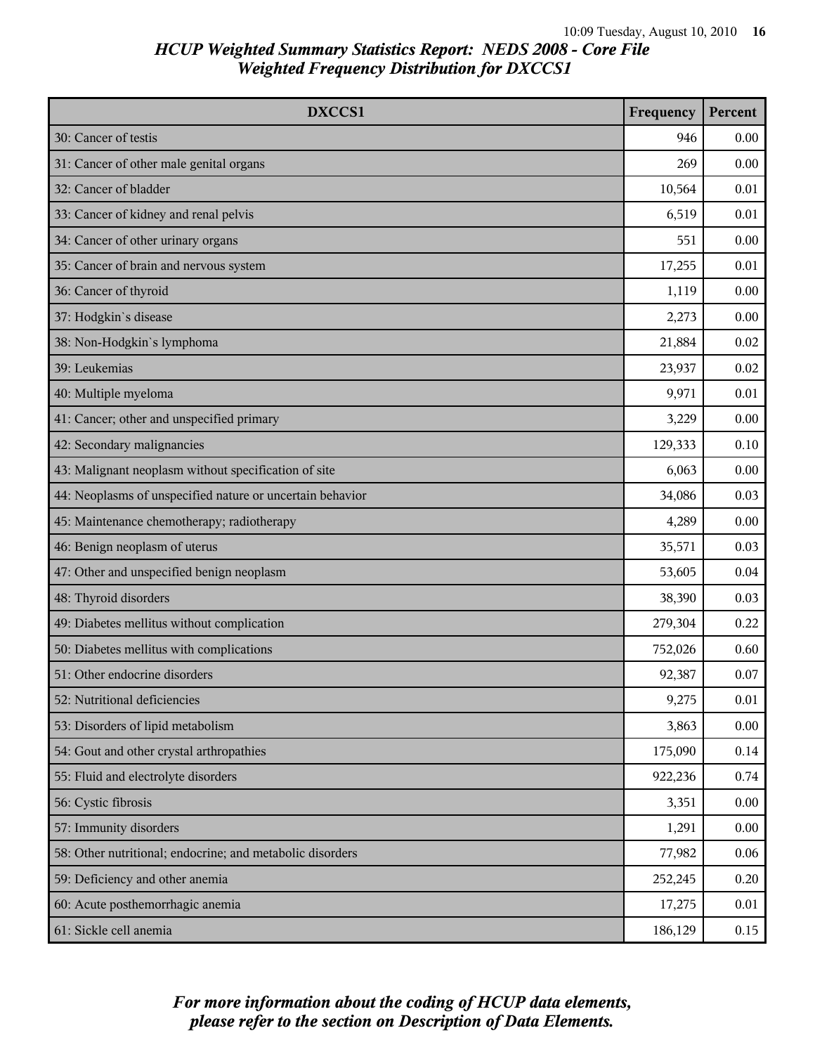# HCUP Weighted Summary Statistics Report: NEDS 2008 - Core File
## Weighted Frequency Distribution for DXCCS1

| DXCCS1 | Frequency | Percent |
|---|---|---|
| 30: Cancer of testis | 946 | 0.00 |
| 31: Cancer of other male genital organs | 269 | 0.00 |
| 32: Cancer of bladder | 10,564 | 0.01 |
| 33: Cancer of kidney and renal pelvis | 6,519 | 0.01 |
| 34: Cancer of other urinary organs | 551 | 0.00 |
| 35: Cancer of brain and nervous system | 17,255 | 0.01 |
| 36: Cancer of thyroid | 1,119 | 0.00 |
| 37: Hodgkin`s disease | 2,273 | 0.00 |
| 38: Non-Hodgkin`s lymphoma | 21,884 | 0.02 |
| 39: Leukemias | 23,937 | 0.02 |
| 40: Multiple myeloma | 9,971 | 0.01 |
| 41: Cancer; other and unspecified primary | 3,229 | 0.00 |
| 42: Secondary malignancies | 129,333 | 0.10 |
| 43: Malignant neoplasm without specification of site | 6,063 | 0.00 |
| 44: Neoplasms of unspecified nature or uncertain behavior | 34,086 | 0.03 |
| 45: Maintenance chemotherapy; radiotherapy | 4,289 | 0.00 |
| 46: Benign neoplasm of uterus | 35,571 | 0.03 |
| 47: Other and unspecified benign neoplasm | 53,605 | 0.04 |
| 48: Thyroid disorders | 38,390 | 0.03 |
| 49: Diabetes mellitus without complication | 279,304 | 0.22 |
| 50: Diabetes mellitus with complications | 752,026 | 0.60 |
| 51: Other endocrine disorders | 92,387 | 0.07 |
| 52: Nutritional deficiencies | 9,275 | 0.01 |
| 53: Disorders of lipid metabolism | 3,863 | 0.00 |
| 54: Gout and other crystal arthropathies | 175,090 | 0.14 |
| 55: Fluid and electrolyte disorders | 922,236 | 0.74 |
| 56: Cystic fibrosis | 3,351 | 0.00 |
| 57: Immunity disorders | 1,291 | 0.00 |
| 58: Other nutritional; endocrine; and metabolic disorders | 77,982 | 0.06 |
| 59: Deficiency and other anemia | 252,245 | 0.20 |
| 60: Acute posthemorrhagic anemia | 17,275 | 0.01 |
| 61: Sickle cell anemia | 186,129 | 0.15 |

*For more information about the coding of HCUP data elements, please refer to the section on Description of Data Elements.*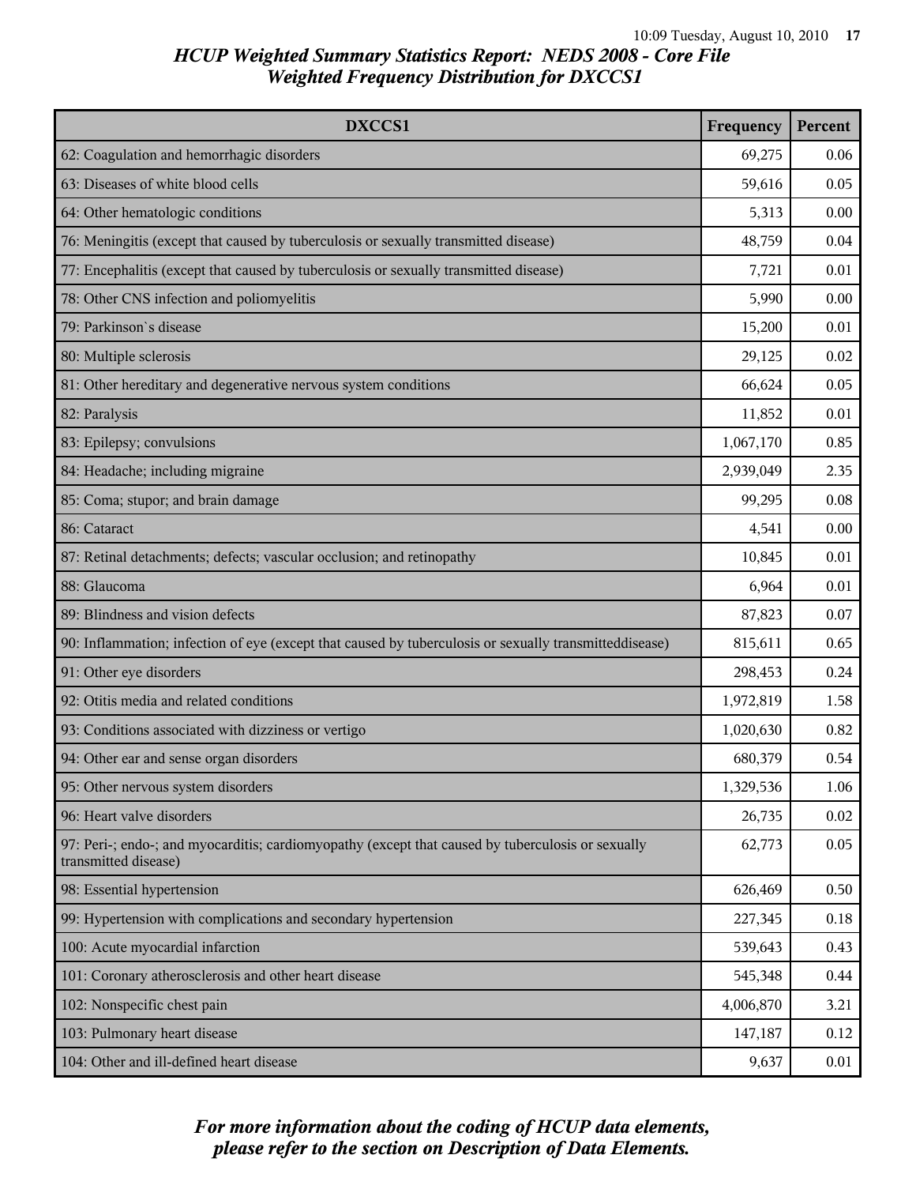# HCUP Weighted Summary Statistics Report: NEDS 2008 - Core File
## Weighted Frequency Distribution for DXCCS1

| DXCCS1 | Frequency | Percent |
|---|---|---|
| 62: Coagulation and hemorrhagic disorders | 69,275 | 0.06 |
| 63: Diseases of white blood cells | 59,616 | 0.05 |
| 64: Other hematologic conditions | 5,313 | 0.00 |
| 76: Meningitis (except that caused by tuberculosis or sexually transmitted disease) | 48,759 | 0.04 |
| 77: Encephalitis (except that caused by tuberculosis or sexually transmitted disease) | 7,721 | 0.01 |
| 78: Other CNS infection and poliomyelitis | 5,990 | 0.00 |
| 79: Parkinson`s disease | 15,200 | 0.01 |
| 80: Multiple sclerosis | 29,125 | 0.02 |
| 81: Other hereditary and degenerative nervous system conditions | 66,624 | 0.05 |
| 82: Paralysis | 11,852 | 0.01 |
| 83: Epilepsy; convulsions | 1,067,170 | 0.85 |
| 84: Headache; including migraine | 2,939,049 | 2.35 |
| 85: Coma; stupor; and brain damage | 99,295 | 0.08 |
| 86: Cataract | 4,541 | 0.00 |
| 87: Retinal detachments; defects; vascular occlusion; and retinopathy | 10,845 | 0.01 |
| 88: Glaucoma | 6,964 | 0.01 |
| 89: Blindness and vision defects | 87,823 | 0.07 |
| 90: Inflammation; infection of eye (except that caused by tuberculosis or sexually transmitteddisease) | 815,611 | 0.65 |
| 91: Other eye disorders | 298,453 | 0.24 |
| 92: Otitis media and related conditions | 1,972,819 | 1.58 |
| 93: Conditions associated with dizziness or vertigo | 1,020,630 | 0.82 |
| 94: Other ear and sense organ disorders | 680,379 | 0.54 |
| 95: Other nervous system disorders | 1,329,536 | 1.06 |
| 96: Heart valve disorders | 26,735 | 0.02 |
| 97: Peri-; endo-; and myocarditis; cardiomyopathy (except that caused by tuberculosis or sexually transmitted disease) | 62,773 | 0.05 |
| 98: Essential hypertension | 626,469 | 0.50 |
| 99: Hypertension with complications and secondary hypertension | 227,345 | 0.18 |
| 100: Acute myocardial infarction | 539,643 | 0.43 |
| 101: Coronary atherosclerosis and other heart disease | 545,348 | 0.44 |
| 102: Nonspecific chest pain | 4,006,870 | 3.21 |
| 103: Pulmonary heart disease | 147,187 | 0.12 |
| 104: Other and ill-defined heart disease | 9,637 | 0.01 |

*For more information about the coding of HCUP data elements, please refer to the section on Description of Data Elements.*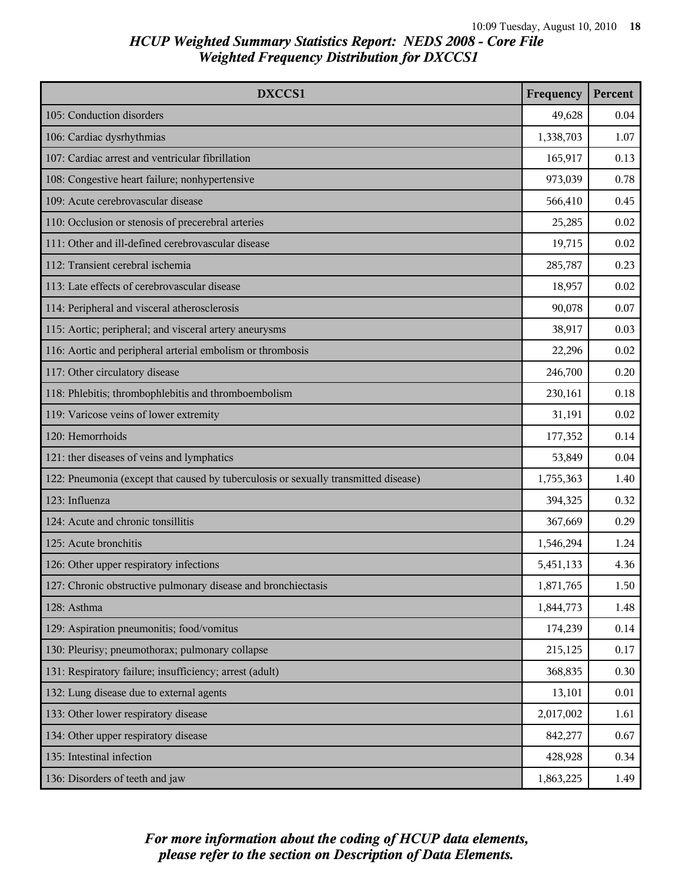# HCUP Weighted Summary Statistics Report: NEDS 2008 - Core File

## Weighted Frequency Distribution for DXCCS1

| DXCCS1 | Frequency | Percent |
|---|---|---|
| 105: Conduction disorders | 49,628 | 0.04 |
| 106: Cardiac dysrhythmias | 1,338,703 | 1.07 |
| 107: Cardiac arrest and ventricular fibrillation | 165,917 | 0.13 |
| 108: Congestive heart failure; nonhypertensive | 973,039 | 0.78 |
| 109: Acute cerebrovascular disease | 566,410 | 0.45 |
| 110: Occlusion or stenosis of precerebral arteries | 25,285 | 0.02 |
| 111: Other and ill-defined cerebrovascular disease | 19,715 | 0.02 |
| 112: Transient cerebral ischemia | 285,787 | 0.23 |
| 113: Late effects of cerebrovascular disease | 18,957 | 0.02 |
| 114: Peripheral and visceral atherosclerosis | 90,078 | 0.07 |
| 115: Aortic; peripheral; and visceral artery aneurysms | 38,917 | 0.03 |
| 116: Aortic and peripheral arterial embolism or thrombosis | 22,296 | 0.02 |
| 117: Other circulatory disease | 246,700 | 0.20 |
| 118: Phlebitis; thrombophlebitis and thromboembolism | 230,161 | 0.18 |
| 119: Varicose veins of lower extremity | 31,191 | 0.02 |
| 120: Hemorrhoids | 177,352 | 0.14 |
| 121: ther diseases of veins and lymphatics | 53,849 | 0.04 |
| 122: Pneumonia (except that caused by tuberculosis or sexually transmitted disease) | 1,755,363 | 1.40 |
| 123: Influenza | 394,325 | 0.32 |
| 124: Acute and chronic tonsillitis | 367,669 | 0.29 |
| 125: Acute bronchitis | 1,546,294 | 1.24 |
| 126: Other upper respiratory infections | 5,451,133 | 4.36 |
| 127: Chronic obstructive pulmonary disease and bronchiectasis | 1,871,765 | 1.50 |
| 128: Asthma | 1,844,773 | 1.48 |
| 129: Aspiration pneumonitis; food/vomitus | 174,239 | 0.14 |
| 130: Pleurisy; pneumothorax; pulmonary collapse | 215,125 | 0.17 |
| 131: Respiratory failure; insufficiency; arrest (adult) | 368,835 | 0.30 |
| 132: Lung disease due to external agents | 13,101 | 0.01 |
| 133: Other lower respiratory disease | 2,017,002 | 1.61 |
| 134: Other upper respiratory disease | 842,277 | 0.67 |
| 135: Intestinal infection | 428,928 | 0.34 |
| 136: Disorders of teeth and jaw | 1,863,225 | 1.49 |

*For more information about the coding of HCUP data elements, please refer to the section on Description of Data Elements.*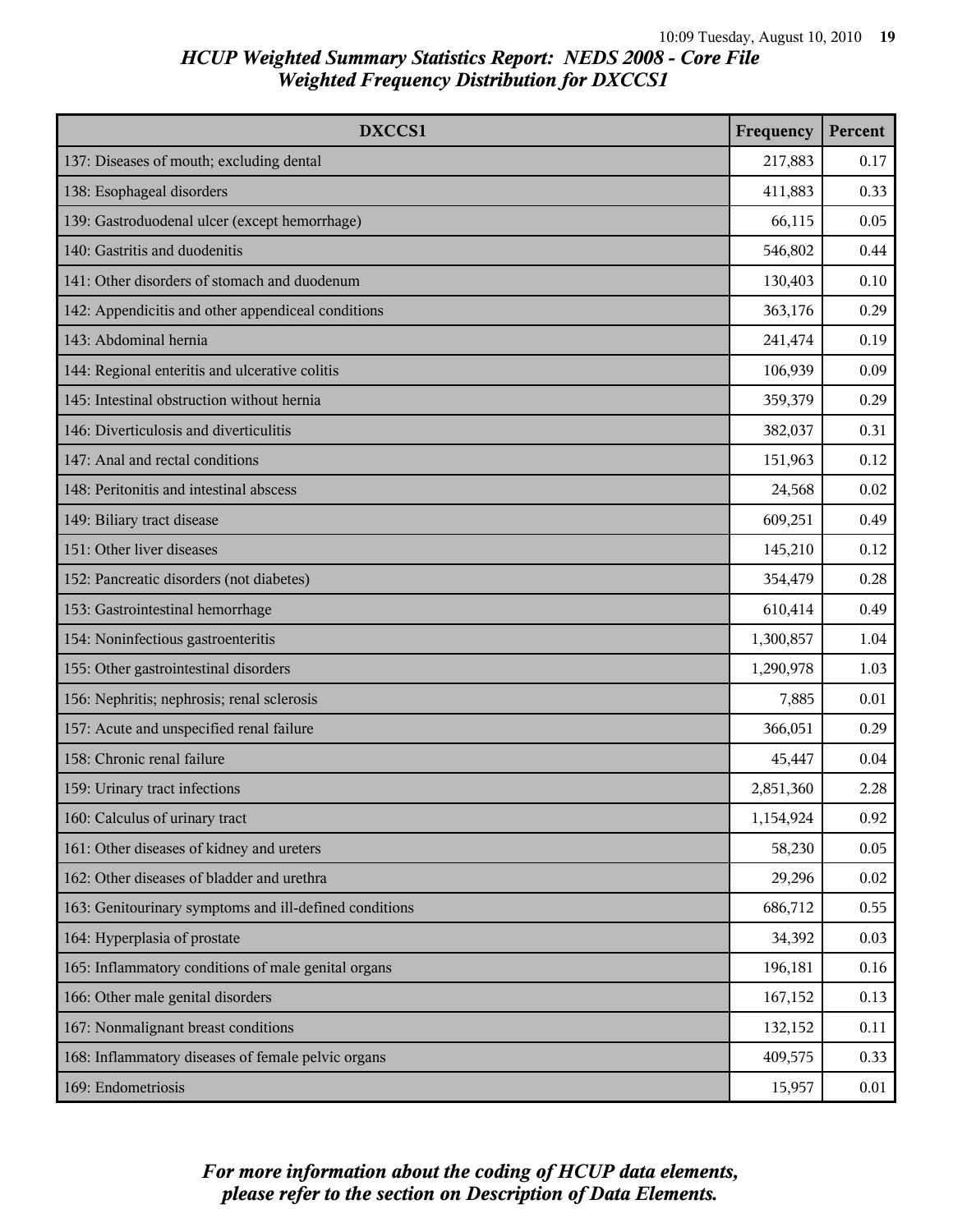# HCUP Weighted Summary Statistics Report: NEDS 2008 - Core File
## Weighted Frequency Distribution for DXCCS1

| DXCCS1 | Frequency | Percent |
|---|---|---|
| 137: Diseases of mouth; excluding dental | 217,883 | 0.17 |
| 138: Esophageal disorders | 411,883 | 0.33 |
| 139: Gastroduodenal ulcer (except hemorrhage) | 66,115 | 0.05 |
| 140: Gastritis and duodenitis | 546,802 | 0.44 |
| 141: Other disorders of stomach and duodenum | 130,403 | 0.10 |
| 142: Appendicitis and other appendiceal conditions | 363,176 | 0.29 |
| 143: Abdominal hernia | 241,474 | 0.19 |
| 144: Regional enteritis and ulcerative colitis | 106,939 | 0.09 |
| 145: Intestinal obstruction without hernia | 359,379 | 0.29 |
| 146: Diverticulosis and diverticulitis | 382,037 | 0.31 |
| 147: Anal and rectal conditions | 151,963 | 0.12 |
| 148: Peritonitis and intestinal abscess | 24,568 | 0.02 |
| 149: Biliary tract disease | 609,251 | 0.49 |
| 151: Other liver diseases | 145,210 | 0.12 |
| 152: Pancreatic disorders (not diabetes) | 354,479 | 0.28 |
| 153: Gastrointestinal hemorrhage | 610,414 | 0.49 |
| 154: Noninfectious gastroenteritis | 1,300,857 | 1.04 |
| 155: Other gastrointestinal disorders | 1,290,978 | 1.03 |
| 156: Nephritis; nephrosis; renal sclerosis | 7,885 | 0.01 |
| 157: Acute and unspecified renal failure | 366,051 | 0.29 |
| 158: Chronic renal failure | 45,447 | 0.04 |
| 159: Urinary tract infections | 2,851,360 | 2.28 |
| 160: Calculus of urinary tract | 1,154,924 | 0.92 |
| 161: Other diseases of kidney and ureters | 58,230 | 0.05 |
| 162: Other diseases of bladder and urethra | 29,296 | 0.02 |
| 163: Genitourinary symptoms and ill-defined conditions | 686,712 | 0.55 |
| 164: Hyperplasia of prostate | 34,392 | 0.03 |
| 165: Inflammatory conditions of male genital organs | 196,181 | 0.16 |
| 166: Other male genital disorders | 167,152 | 0.13 |
| 167: Nonmalignant breast conditions | 132,152 | 0.11 |
| 168: Inflammatory diseases of female pelvic organs | 409,575 | 0.33 |
| 169: Endometriosis | 15,957 | 0.01 |

*For more information about the coding of HCUP data elements, please refer to the section on Description of Data Elements.*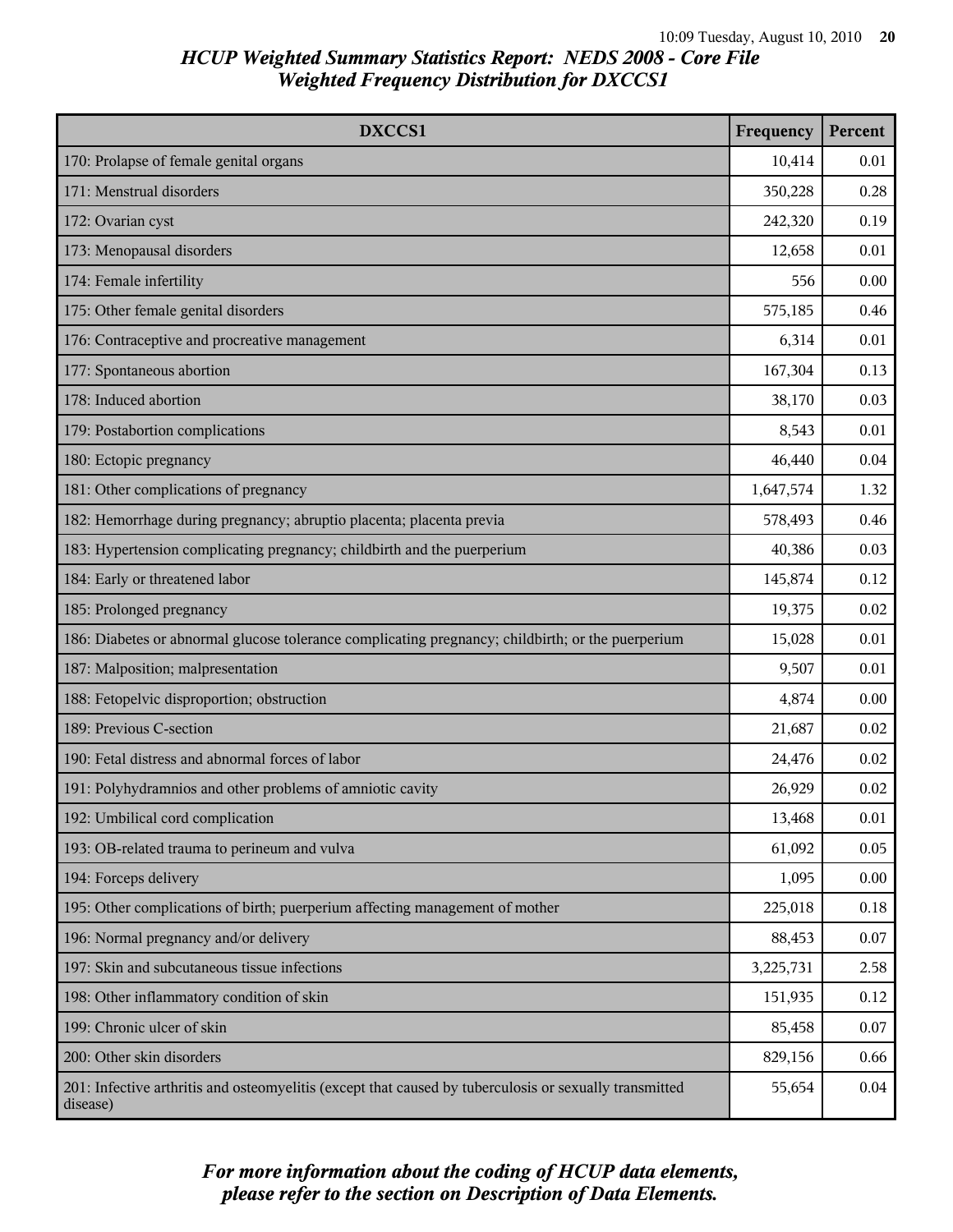## HCUP Weighted Summary Statistics Report: NEDS 2008 - Core File
## Weighted Frequency Distribution for DXCCS1

| DXCCS1 | Frequency | Percent |
|---|---|---|
| 170: Prolapse of female genital organs | 10,414 | 0.01 |
| 171: Menstrual disorders | 350,228 | 0.28 |
| 172: Ovarian cyst | 242,320 | 0.19 |
| 173: Menopausal disorders | 12,658 | 0.01 |
| 174: Female infertility | 556 | 0.00 |
| 175: Other female genital disorders | 575,185 | 0.46 |
| 176: Contraceptive and procreative management | 6,314 | 0.01 |
| 177: Spontaneous abortion | 167,304 | 0.13 |
| 178: Induced abortion | 38,170 | 0.03 |
| 179: Postabortion complications | 8,543 | 0.01 |
| 180: Ectopic pregnancy | 46,440 | 0.04 |
| 181: Other complications of pregnancy | 1,647,574 | 1.32 |
| 182: Hemorrhage during pregnancy; abruptio placenta; placenta previa | 578,493 | 0.46 |
| 183: Hypertension complicating pregnancy; childbirth and the puerperium | 40,386 | 0.03 |
| 184: Early or threatened labor | 145,874 | 0.12 |
| 185: Prolonged pregnancy | 19,375 | 0.02 |
| 186: Diabetes or abnormal glucose tolerance complicating pregnancy; childbirth; or the puerperium | 15,028 | 0.01 |
| 187: Malposition; malpresentation | 9,507 | 0.01 |
| 188: Fetopelvic disproportion; obstruction | 4,874 | 0.00 |
| 189: Previous C-section | 21,687 | 0.02 |
| 190: Fetal distress and abnormal forces of labor | 24,476 | 0.02 |
| 191: Polyhydramnios and other problems of amniotic cavity | 26,929 | 0.02 |
| 192: Umbilical cord complication | 13,468 | 0.01 |
| 193: OB-related trauma to perineum and vulva | 61,092 | 0.05 |
| 194: Forceps delivery | 1,095 | 0.00 |
| 195: Other complications of birth; puerperium affecting management of mother | 225,018 | 0.18 |
| 196: Normal pregnancy and/or delivery | 88,453 | 0.07 |
| 197: Skin and subcutaneous tissue infections | 3,225,731 | 2.58 |
| 198: Other inflammatory condition of skin | 151,935 | 0.12 |
| 199: Chronic ulcer of skin | 85,458 | 0.07 |
| 200: Other skin disorders | 829,156 | 0.66 |
| 201: Infective arthritis and osteomyelitis (except that caused by tuberculosis or sexually transmitted disease) | 55,654 | 0.04 |

*For more information about the coding of HCUP data elements, please refer to the section on Description of Data Elements.*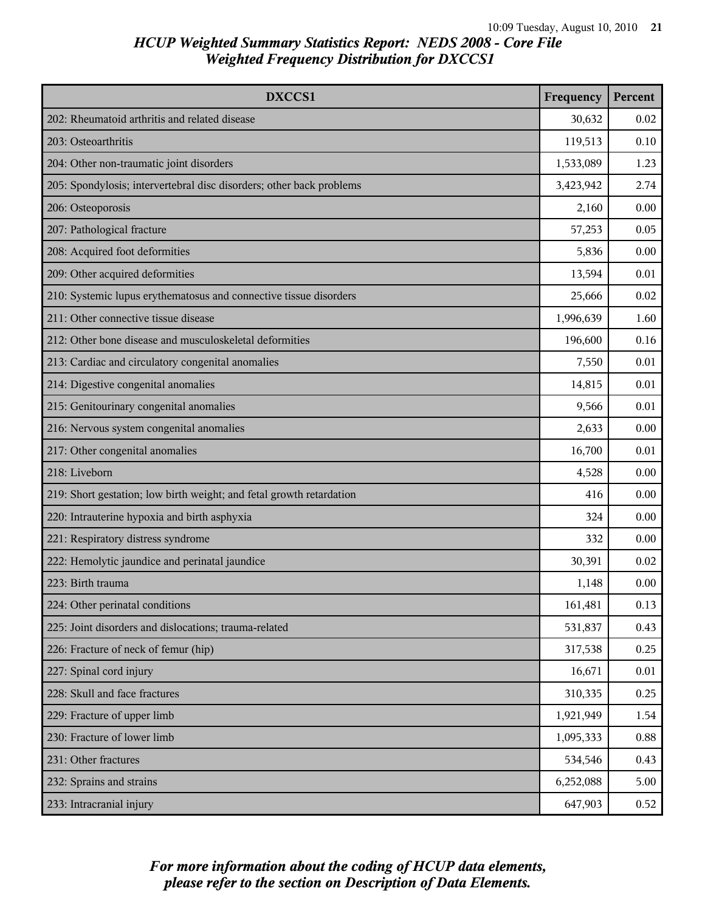## HCUP Weighted Summary Statistics Report: NEDS 2008 - Core File
## Weighted Frequency Distribution for DXCCS1

| DXCCS1 | Frequency | Percent |
|---|---|---|
| 202: Rheumatoid arthritis and related disease | 30,632 | 0.02 |
| 203: Osteoarthritis | 119,513 | 0.10 |
| 204: Other non-traumatic joint disorders | 1,533,089 | 1.23 |
| 205: Spondylosis; intervertebral disc disorders; other back problems | 3,423,942 | 2.74 |
| 206: Osteoporosis | 2,160 | 0.00 |
| 207: Pathological fracture | 57,253 | 0.05 |
| 208: Acquired foot deformities | 5,836 | 0.00 |
| 209: Other acquired deformities | 13,594 | 0.01 |
| 210: Systemic lupus erythematosus and connective tissue disorders | 25,666 | 0.02 |
| 211: Other connective tissue disease | 1,996,639 | 1.60 |
| 212: Other bone disease and musculoskeletal deformities | 196,600 | 0.16 |
| 213: Cardiac and circulatory congenital anomalies | 7,550 | 0.01 |
| 214: Digestive congenital anomalies | 14,815 | 0.01 |
| 215: Genitourinary congenital anomalies | 9,566 | 0.01 |
| 216: Nervous system congenital anomalies | 2,633 | 0.00 |
| 217: Other congenital anomalies | 16,700 | 0.01 |
| 218: Liveborn | 4,528 | 0.00 |
| 219: Short gestation; low birth weight; and fetal growth retardation | 416 | 0.00 |
| 220: Intrauterine hypoxia and birth asphyxia | 324 | 0.00 |
| 221: Respiratory distress syndrome | 332 | 0.00 |
| 222: Hemolytic jaundice and perinatal jaundice | 30,391 | 0.02 |
| 223: Birth trauma | 1,148 | 0.00 |
| 224: Other perinatal conditions | 161,481 | 0.13 |
| 225: Joint disorders and dislocations; trauma-related | 531,837 | 0.43 |
| 226: Fracture of neck of femur (hip) | 317,538 | 0.25 |
| 227: Spinal cord injury | 16,671 | 0.01 |
| 228: Skull and face fractures | 310,335 | 0.25 |
| 229: Fracture of upper limb | 1,921,949 | 1.54 |
| 230: Fracture of lower limb | 1,095,333 | 0.88 |
| 231: Other fractures | 534,546 | 0.43 |
| 232: Sprains and strains | 6,252,088 | 5.00 |
| 233: Intracranial injury | 647,903 | 0.52 |

*For more information about the coding of HCUP data elements, please refer to the section on Description of Data Elements.*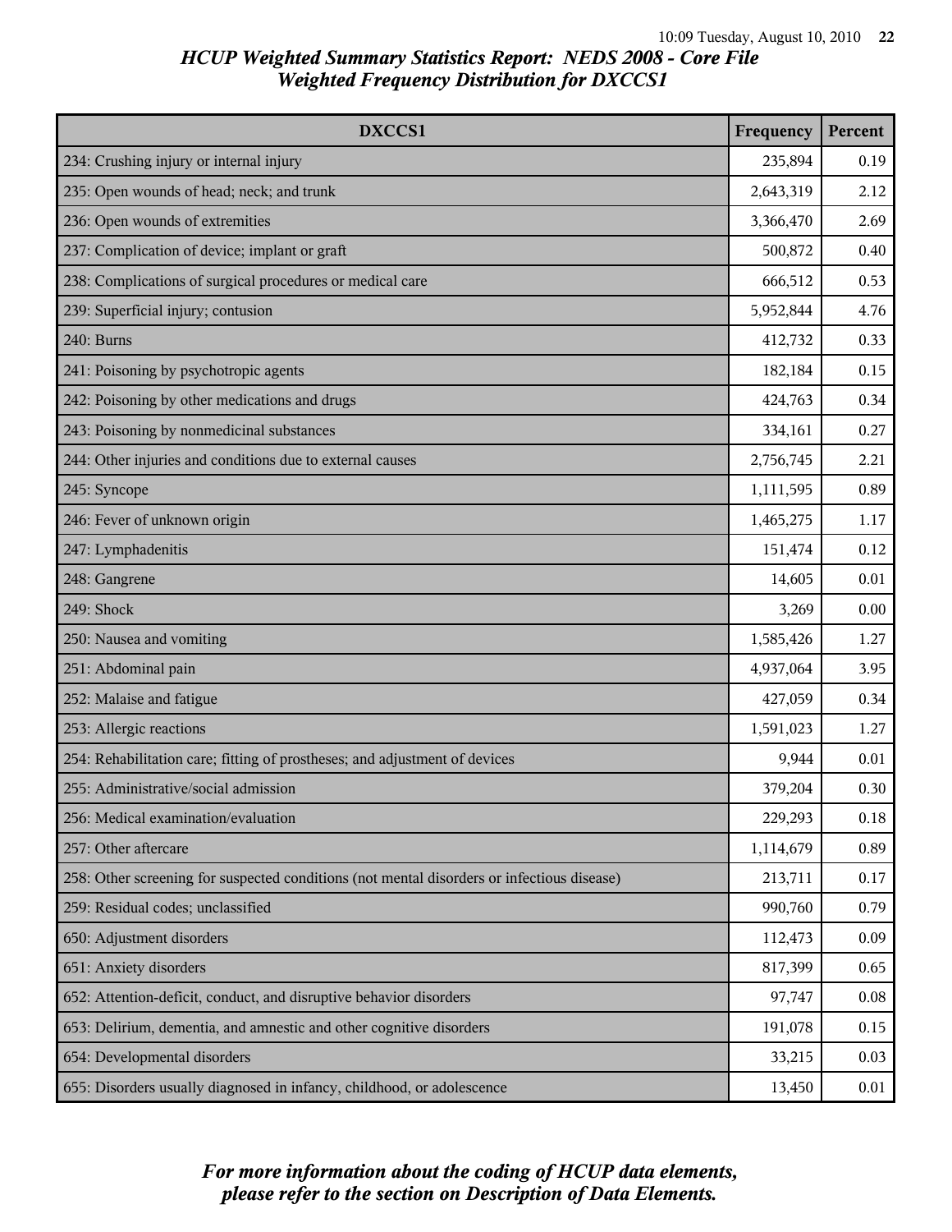# HCUP Weighted Summary Statistics Report: NEDS 2008 - Core File
## Weighted Frequency Distribution for DXCCS1

| DXCCS1 | Frequency | Percent |
|---|---|---|
| 234: Crushing injury or internal injury | 235,894 | 0.19 |
| 235: Open wounds of head; neck; and trunk | 2,643,319 | 2.12 |
| 236: Open wounds of extremities | 3,366,470 | 2.69 |
| 237: Complication of device; implant or graft | 500,872 | 0.40 |
| 238: Complications of surgical procedures or medical care | 666,512 | 0.53 |
| 239: Superficial injury; contusion | 5,952,844 | 4.76 |
| 240: Burns | 412,732 | 0.33 |
| 241: Poisoning by psychotropic agents | 182,184 | 0.15 |
| 242: Poisoning by other medications and drugs | 424,763 | 0.34 |
| 243: Poisoning by nonmedicinal substances | 334,161 | 0.27 |
| 244: Other injuries and conditions due to external causes | 2,756,745 | 2.21 |
| 245: Syncope | 1,111,595 | 0.89 |
| 246: Fever of unknown origin | 1,465,275 | 1.17 |
| 247: Lymphadenitis | 151,474 | 0.12 |
| 248: Gangrene | 14,605 | 0.01 |
| 249: Shock | 3,269 | 0.00 |
| 250: Nausea and vomiting | 1,585,426 | 1.27 |
| 251: Abdominal pain | 4,937,064 | 3.95 |
| 252: Malaise and fatigue | 427,059 | 0.34 |
| 253: Allergic reactions | 1,591,023 | 1.27 |
| 254: Rehabilitation care; fitting of prostheses; and adjustment of devices | 9,944 | 0.01 |
| 255: Administrative/social admission | 379,204 | 0.30 |
| 256: Medical examination/evaluation | 229,293 | 0.18 |
| 257: Other aftercare | 1,114,679 | 0.89 |
| 258: Other screening for suspected conditions (not mental disorders or infectious disease) | 213,711 | 0.17 |
| 259: Residual codes; unclassified | 990,760 | 0.79 |
| 650: Adjustment disorders | 112,473 | 0.09 |
| 651: Anxiety disorders | 817,399 | 0.65 |
| 652: Attention-deficit, conduct, and disruptive behavior disorders | 97,747 | 0.08 |
| 653: Delirium, dementia, and amnestic and other cognitive disorders | 191,078 | 0.15 |
| 654: Developmental disorders | 33,215 | 0.03 |
| 655: Disorders usually diagnosed in infancy, childhood, or adolescence | 13,450 | 0.01 |

*For more information about the coding of HCUP data elements, please refer to the section on Description of Data Elements.*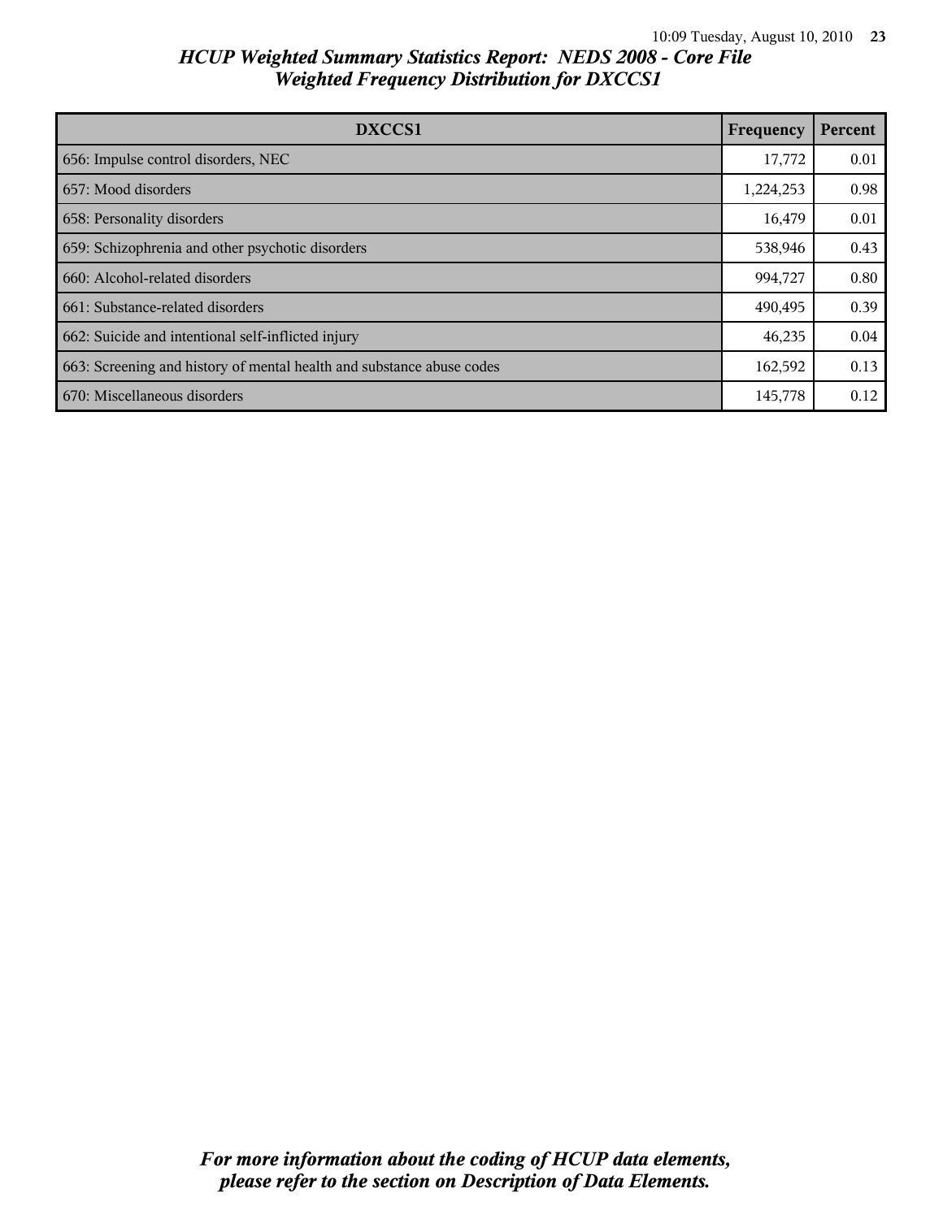# HCUP Weighted Summary Statistics Report: NEDS 2008 - Core File
## Weighted Frequency Distribution for DXCCS1

| DXCCS1 | Frequency | Percent |
|---|---|---|
| 656: Impulse control disorders, NEC | 17,772 | 0.01 |
| 657: Mood disorders | 1,224,253 | 0.98 |
| 658: Personality disorders | 16,479 | 0.01 |
| 659: Schizophrenia and other psychotic disorders | 538,946 | 0.43 |
| 660: Alcohol-related disorders | 994,727 | 0.80 |
| 661: Substance-related disorders | 490,495 | 0.39 |
| 662: Suicide and intentional self-inflicted injury | 46,235 | 0.04 |
| 663: Screening and history of mental health and substance abuse codes | 162,592 | 0.13 |
| 670: Miscellaneous disorders | 145,778 | 0.12 |

*For more information about the coding of HCUP data elements, please refer to the section on Description of Data Elements.*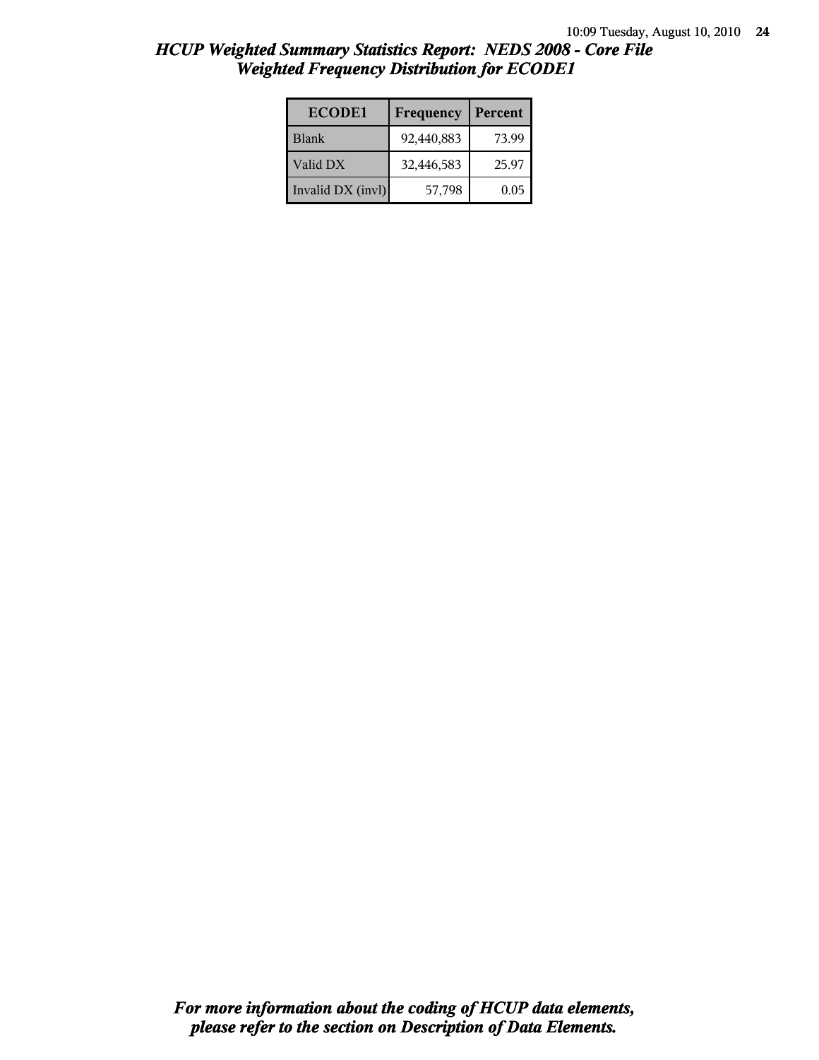# HCUP Weighted Summary Statistics Report: NEDS 2008 - Core File
## Weighted Frequency Distribution for ECODE1

| ECODE1 | Frequency | Percent |
|---|---|---|
| Blank | 92,440,883 | 73.99 |
| Valid DX | 32,446,583 | 25.97 |
| Invalid DX (invl) | 57,798 | 0.05 |

*For more information about the coding of HCUP data elements, please refer to the section on Description of Data Elements.*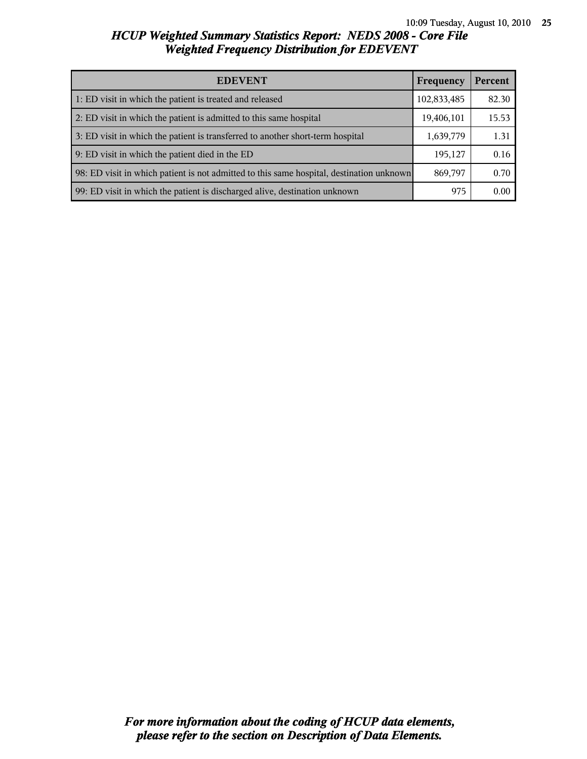## *HCUP Weighted Summary Statistics Report: NEDS 2008 - Core File*
## *Weighted Frequency Distribution for EDEVENT*

| EDEVENT | Frequency | Percent |
|---|---|---|
| 1: ED visit in which the patient is treated and released | 102,833,485 | 82.30 |
| 2: ED visit in which the patient is admitted to this same hospital | 19,406,101 | 15.53 |
| 3: ED visit in which the patient is transferred to another short-term hospital | 1,639,779 | 1.31 |
| 9: ED visit in which the patient died in the ED | 195,127 | 0.16 |
| 98: ED visit in which patient is not admitted to this same hospital, destination unknown | 869,797 | 0.70 |
| 99: ED visit in which the patient is discharged alive, destination unknown | 975 | 0.00 |

***For more information about the coding of HCUP data elements, please refer to the section on Description of Data Elements.***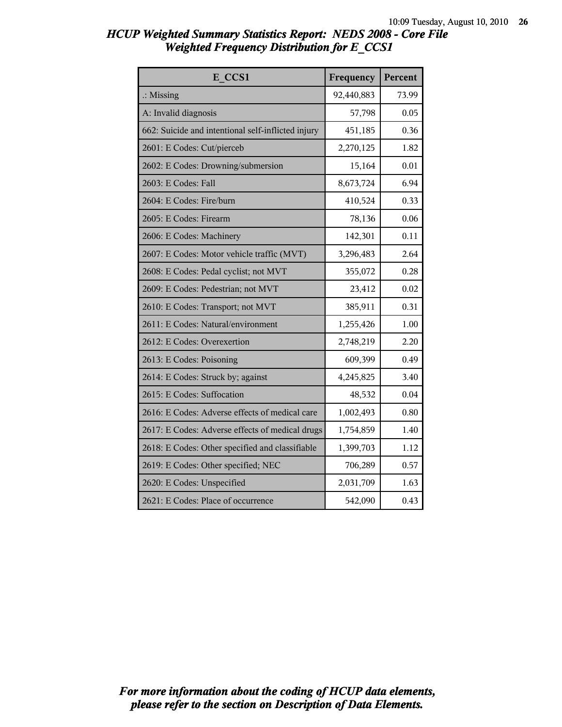# HCUP Weighted Summary Statistics Report: NEDS 2008 - Core File
## Weighted Frequency Distribution for E_CCS1

| E_CCS1 | Frequency | Percent |
|---|---|---|
| .: Missing | 92,440,883 | 73.99 |
| A: Invalid diagnosis | 57,798 | 0.05 |
| 662: Suicide and intentional self-inflicted injury | 451,185 | 0.36 |
| 2601: E Codes: Cut/pierceb | 2,270,125 | 1.82 |
| 2602: E Codes: Drowning/submersion | 15,164 | 0.01 |
| 2603: E Codes: Fall | 8,673,724 | 6.94 |
| 2604: E Codes: Fire/burn | 410,524 | 0.33 |
| 2605: E Codes: Firearm | 78,136 | 0.06 |
| 2606: E Codes: Machinery | 142,301 | 0.11 |
| 2607: E Codes: Motor vehicle traffic (MVT) | 3,296,483 | 2.64 |
| 2608: E Codes: Pedal cyclist; not MVT | 355,072 | 0.28 |
| 2609: E Codes: Pedestrian; not MVT | 23,412 | 0.02 |
| 2610: E Codes: Transport; not MVT | 385,911 | 0.31 |
| 2611: E Codes: Natural/environment | 1,255,426 | 1.00 |
| 2612: E Codes: Overexertion | 2,748,219 | 2.20 |
| 2613: E Codes: Poisoning | 609,399 | 0.49 |
| 2614: E Codes: Struck by; against | 4,245,825 | 3.40 |
| 2615: E Codes: Suffocation | 48,532 | 0.04 |
| 2616: E Codes: Adverse effects of medical care | 1,002,493 | 0.80 |
| 2617: E Codes: Adverse effects of medical drugs | 1,754,859 | 1.40 |
| 2618: E Codes: Other specified and classifiable | 1,399,703 | 1.12 |
| 2619: E Codes: Other specified; NEC | 706,289 | 0.57 |
| 2620: E Codes: Unspecified | 2,031,709 | 1.63 |
| 2621: E Codes: Place of occurrence | 542,090 | 0.43 |

*For more information about the coding of HCUP data elements, please refer to the section on Description of Data Elements.*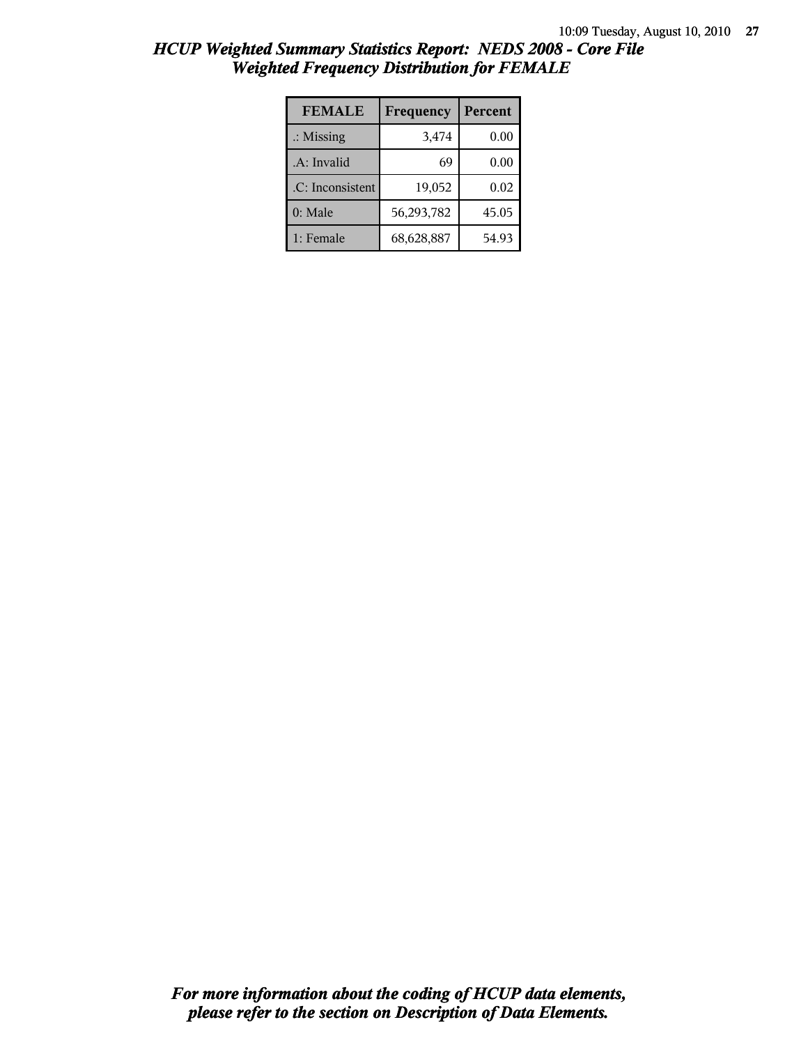## HCUP Weighted Summary Statistics Report: NEDS 2008 - Core File
## Weighted Frequency Distribution for FEMALE

| FEMALE | Frequency | Percent |
|---|---|---|
| .: Missing | 3,474 | 0.00 |
| .A: Invalid | 69 | 0.00 |
| .C: Inconsistent | 19,052 | 0.02 |
| 0: Male | 56,293,782 | 45.05 |
| 1: Female | 68,628,887 | 54.93 |

***For more information about the coding of HCUP data elements, please refer to the section on Description of Data Elements.***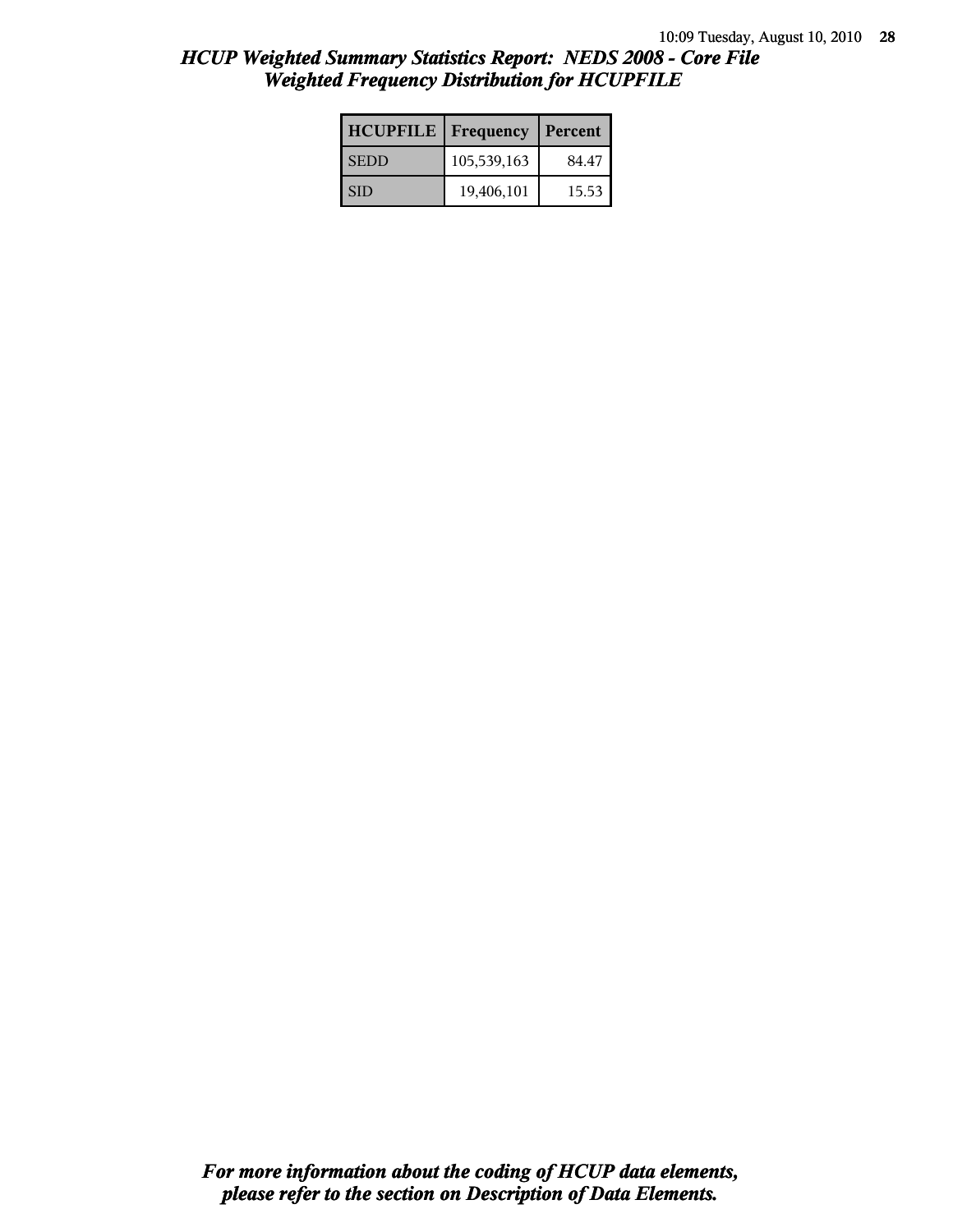## *HCUP Weighted Summary Statistics Report: NEDS 2008 - Core File*
## *Weighted Frequency Distribution for HCUPFILE*

| HCUPFILE | Frequency | Percent |
| --- | --- | --- |
| SEDD | 105,539,163 | 84.47 |
| SID | 19,406,101 | 15.53 |

***For more information about the coding of HCUP data elements, please refer to the section on Description of Data Elements.***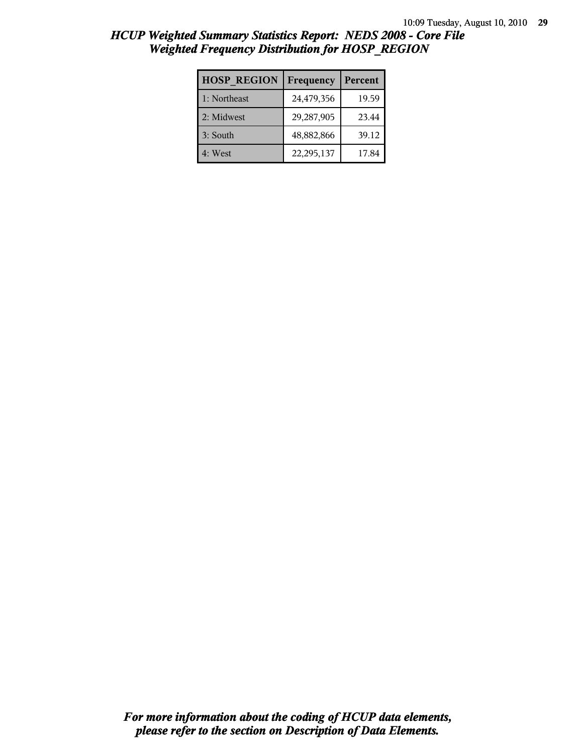# *HCUP Weighted Summary Statistics Report: NEDS 2008 - Core File*
## *Weighted Frequency Distribution for HOSP_REGION*

| HOSP_REGION | Frequency | Percent |
|---|---|---|
| 1: Northeast | 24,479,356 | 19.59 |
| 2: Midwest | 29,287,905 | 23.44 |
| 3: South | 48,882,866 | 39.12 |
| 4: West | 22,295,137 | 17.84 |

***For more information about the coding of HCUP data elements, please refer to the section on Description of Data Elements.***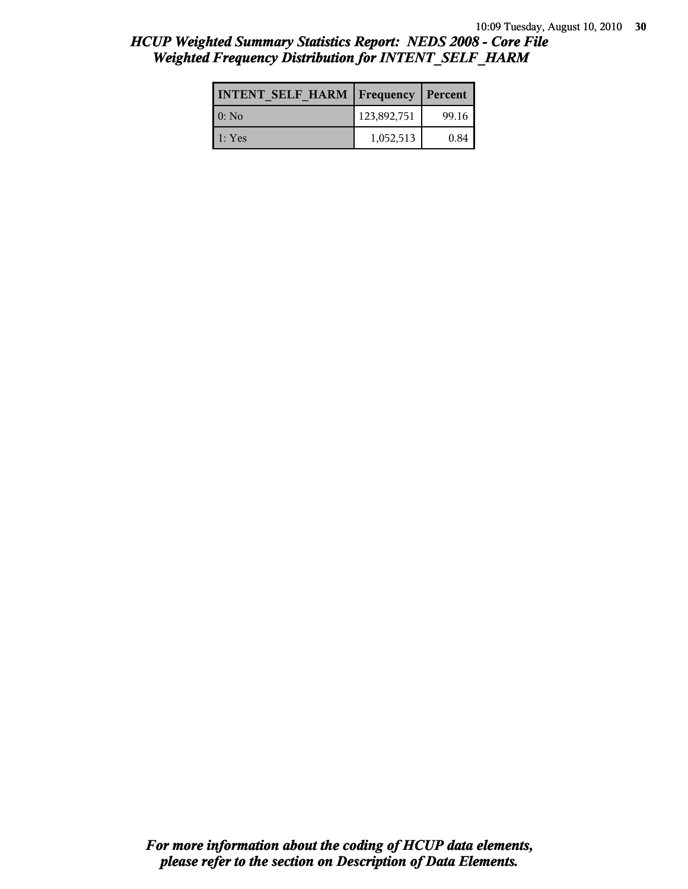## *HCUP Weighted Summary Statistics Report: NEDS 2008 - Core File*
## *Weighted Frequency Distribution for INTENT_SELF_HARM*

| INTENT_SELF_HARM | Frequency | Percent |
|---|---|---|
| 0: No | 123,892,751 | 99.16 |
| 1: Yes | 1,052,513 | 0.84 |

***For more information about the coding of HCUP data elements, please refer to the section on Description of Data Elements.***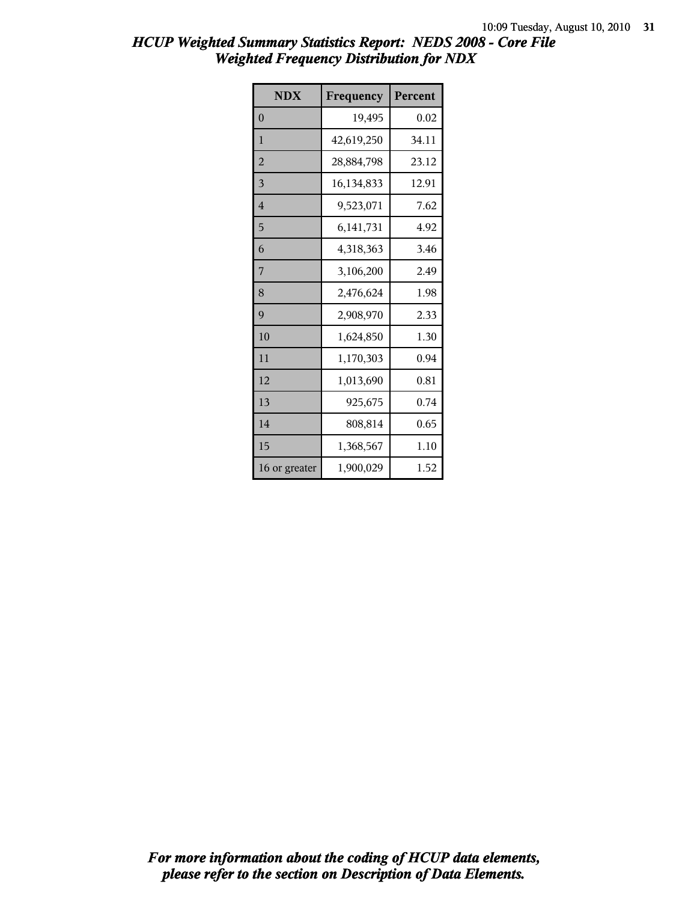# HCUP Weighted Summary Statistics Report: NEDS 2008 - Core File
## Weighted Frequency Distribution for NDX

| NDX | Frequency | Percent |
|---|---|---|
| 0 | 19,495 | 0.02 |
| 1 | 42,619,250 | 34.11 |
| 2 | 28,884,798 | 23.12 |
| 3 | 16,134,833 | 12.91 |
| 4 | 9,523,071 | 7.62 |
| 5 | 6,141,731 | 4.92 |
| 6 | 4,318,363 | 3.46 |
| 7 | 3,106,200 | 2.49 |
| 8 | 2,476,624 | 1.98 |
| 9 | 2,908,970 | 2.33 |
| 10 | 1,624,850 | 1.30 |
| 11 | 1,170,303 | 0.94 |
| 12 | 1,013,690 | 0.81 |
| 13 | 925,675 | 0.74 |
| 14 | 808,814 | 0.65 |
| 15 | 1,368,567 | 1.10 |
| 16 or greater | 1,900,029 | 1.52 |

***For more information about the coding of HCUP data elements, please refer to the section on Description of Data Elements.***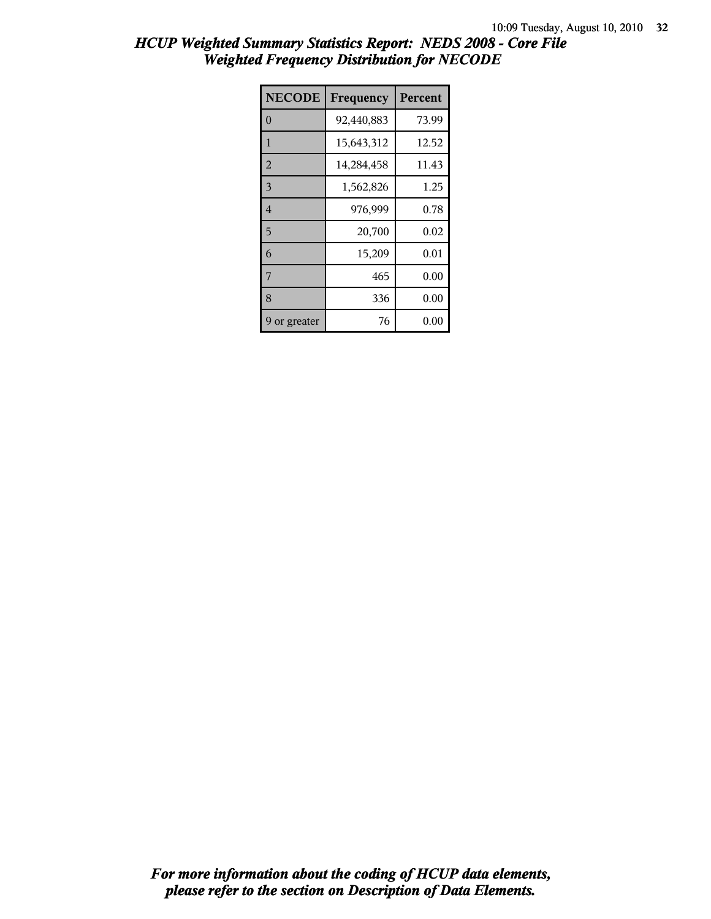# HCUP Weighted Summary Statistics Report: NEDS 2008 - Core File
## Weighted Frequency Distribution for NECODE

| NECODE | Frequency | Percent |
|---|---|---|
| 0 | 92,440,883 | 73.99 |
| 1 | 15,643,312 | 12.52 |
| 2 | 14,284,458 | 11.43 |
| 3 | 1,562,826 | 1.25 |
| 4 | 976,999 | 0.78 |
| 5 | 20,700 | 0.02 |
| 6 | 15,209 | 0.01 |
| 7 | 465 | 0.00 |
| 8 | 336 | 0.00 |
| 9 or greater | 76 | 0.00 |

***For more information about the coding of HCUP data elements, please refer to the section on Description of Data Elements.***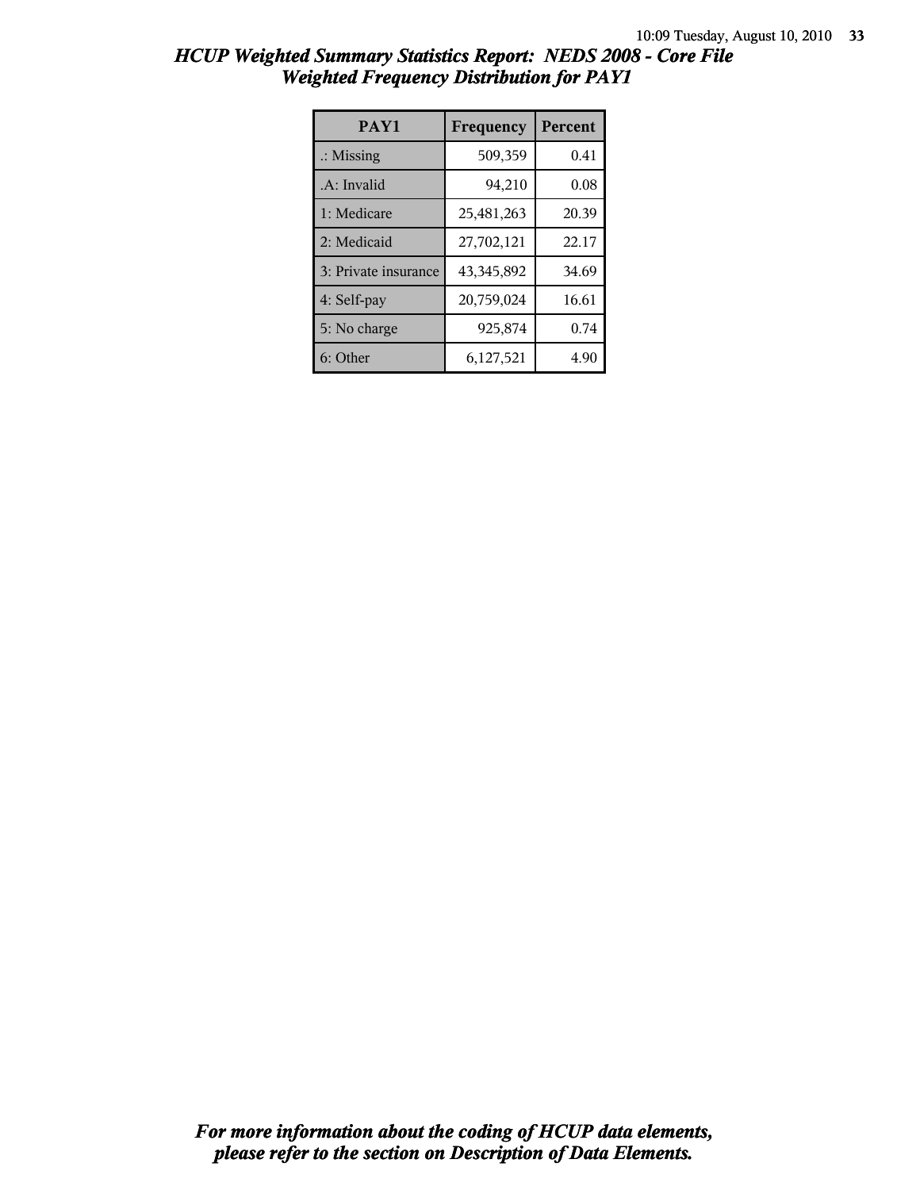# HCUP Weighted Summary Statistics Report: NEDS 2008 - Core File
## Weighted Frequency Distribution for PAY1

| PAY1 | Frequency | Percent |
|---|---|---|
| .: Missing | 509,359 | 0.41 |
| .A: Invalid | 94,210 | 0.08 |
| 1: Medicare | 25,481,263 | 20.39 |
| 2: Medicaid | 27,702,121 | 22.17 |
| 3: Private insurance | 43,345,892 | 34.69 |
| 4: Self-pay | 20,759,024 | 16.61 |
| 5: No charge | 925,874 | 0.74 |
| 6: Other | 6,127,521 | 4.90 |

*For more information about the coding of HCUP data elements, please refer to the section on Description of Data Elements.*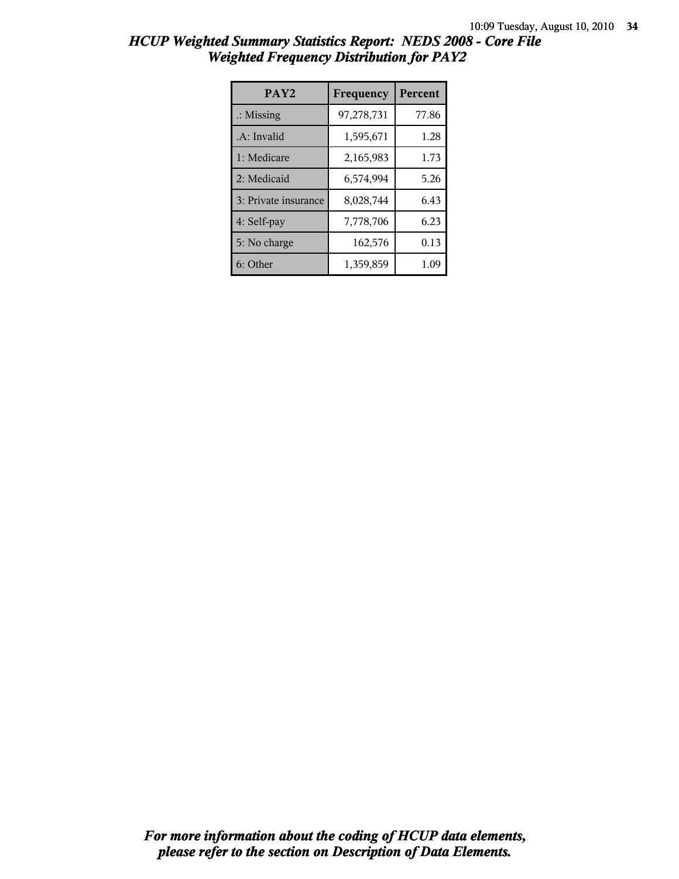# HCUP Weighted Summary Statistics Report: NEDS 2008 - Core File

## Weighted Frequency Distribution for PAY2

| PAY2 | Frequency | Percent |
|---|---|---|
| .: Missing | 97,278,731 | 77.86 |
| .A: Invalid | 1,595,671 | 1.28 |
| 1: Medicare | 2,165,983 | 1.73 |
| 2: Medicaid | 6,574,994 | 5.26 |
| 3: Private insurance | 8,028,744 | 6.43 |
| 4: Self-pay | 7,778,706 | 6.23 |
| 5: No charge | 162,576 | 0.13 |
| 6: Other | 1,359,859 | 1.09 |

***For more information about the coding of HCUP data elements, please refer to the section on Description of Data Elements.***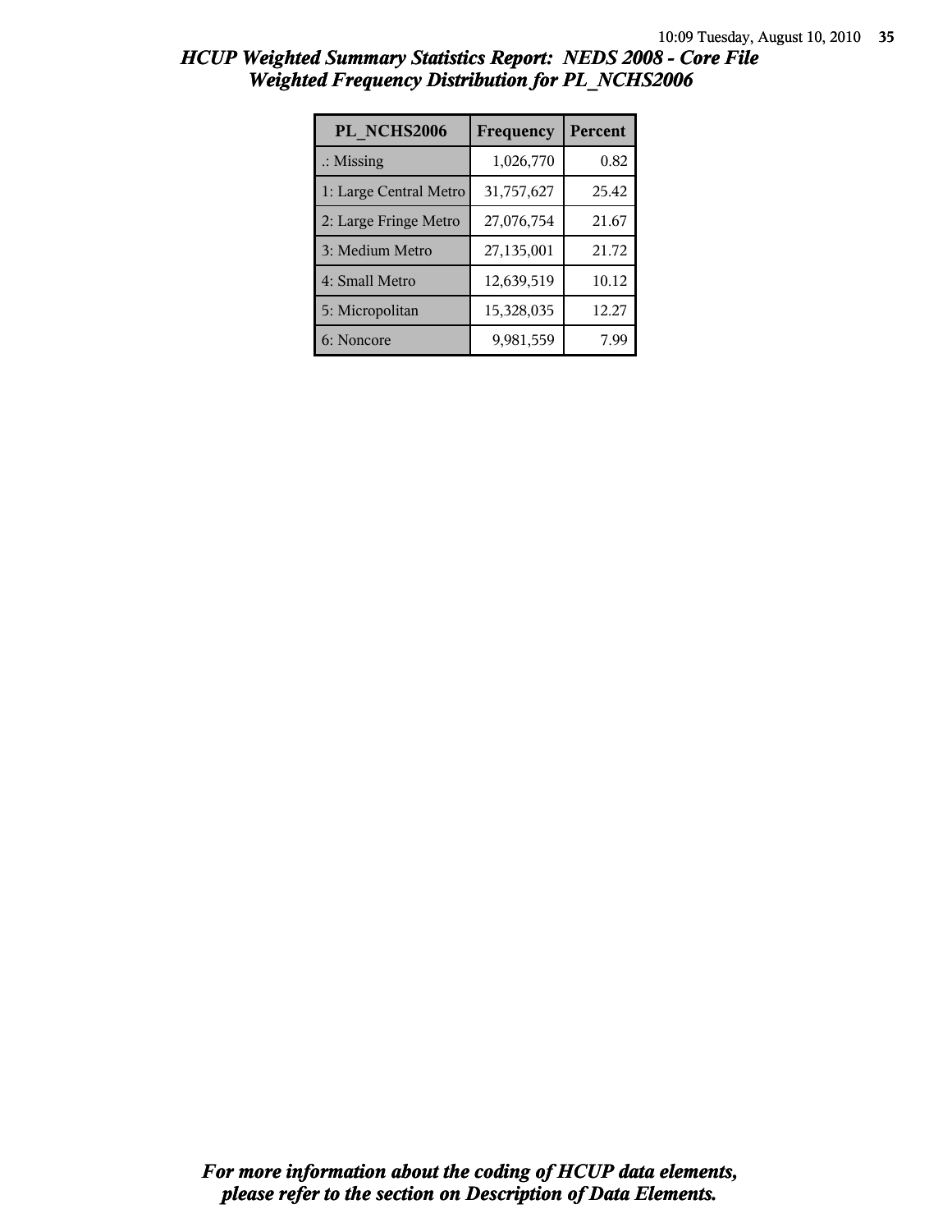# HCUP Weighted Summary Statistics Report: NEDS 2008 - Core File
## Weighted Frequency Distribution for PL_NCHS2006

| PL_NCHS2006 | Frequency | Percent |
|---|---|---|
| .: Missing | 1,026,770 | 0.82 |
| 1: Large Central Metro | 31,757,627 | 25.42 |
| 2: Large Fringe Metro | 27,076,754 | 21.67 |
| 3: Medium Metro | 27,135,001 | 21.72 |
| 4: Small Metro | 12,639,519 | 10.12 |
| 5: Micropolitan | 15,328,035 | 12.27 |
| 6: Noncore | 9,981,559 | 7.99 |

***For more information about the coding of HCUP data elements, please refer to the section on Description of Data Elements.***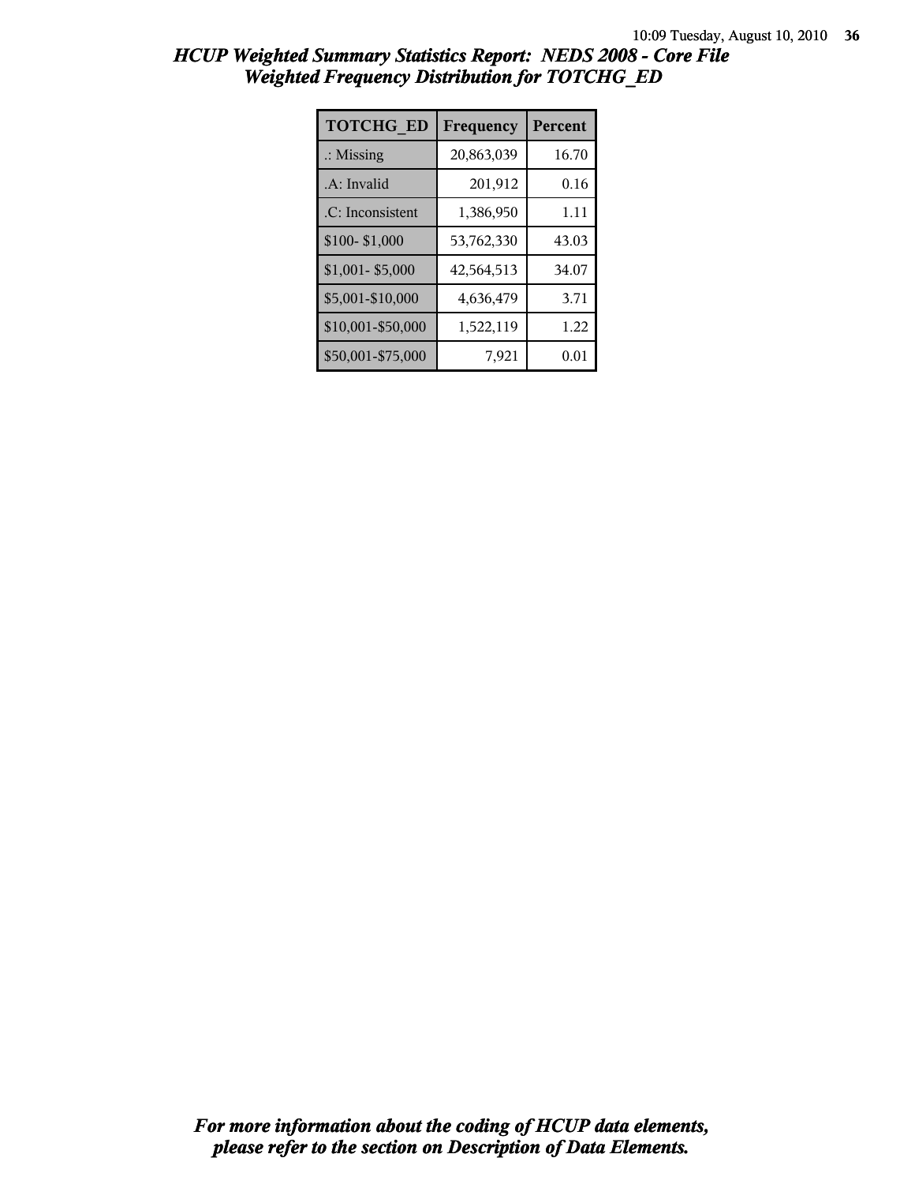# HCUP Weighted Summary Statistics Report: NEDS 2008 - Core File
## Weighted Frequency Distribution for TOTCHG_ED

| TOTCHG_ED | Frequency | Percent |
|---|---|---|
| .: Missing | 20,863,039 | 16.70 |
| .A: Invalid | 201,912 | 0.16 |
| .C: Inconsistent | 1,386,950 | 1.11 |
| $100- $1,000 | 53,762,330 | 43.03 |
| $1,001- $5,000 | 42,564,513 | 34.07 |
| $5,001-$10,000 | 4,636,479 | 3.71 |
| $10,001-$50,000 | 1,522,119 | 1.22 |
| $50,001-$75,000 | 7,921 | 0.01 |

*For more information about the coding of HCUP data elements, please refer to the section on Description of Data Elements.*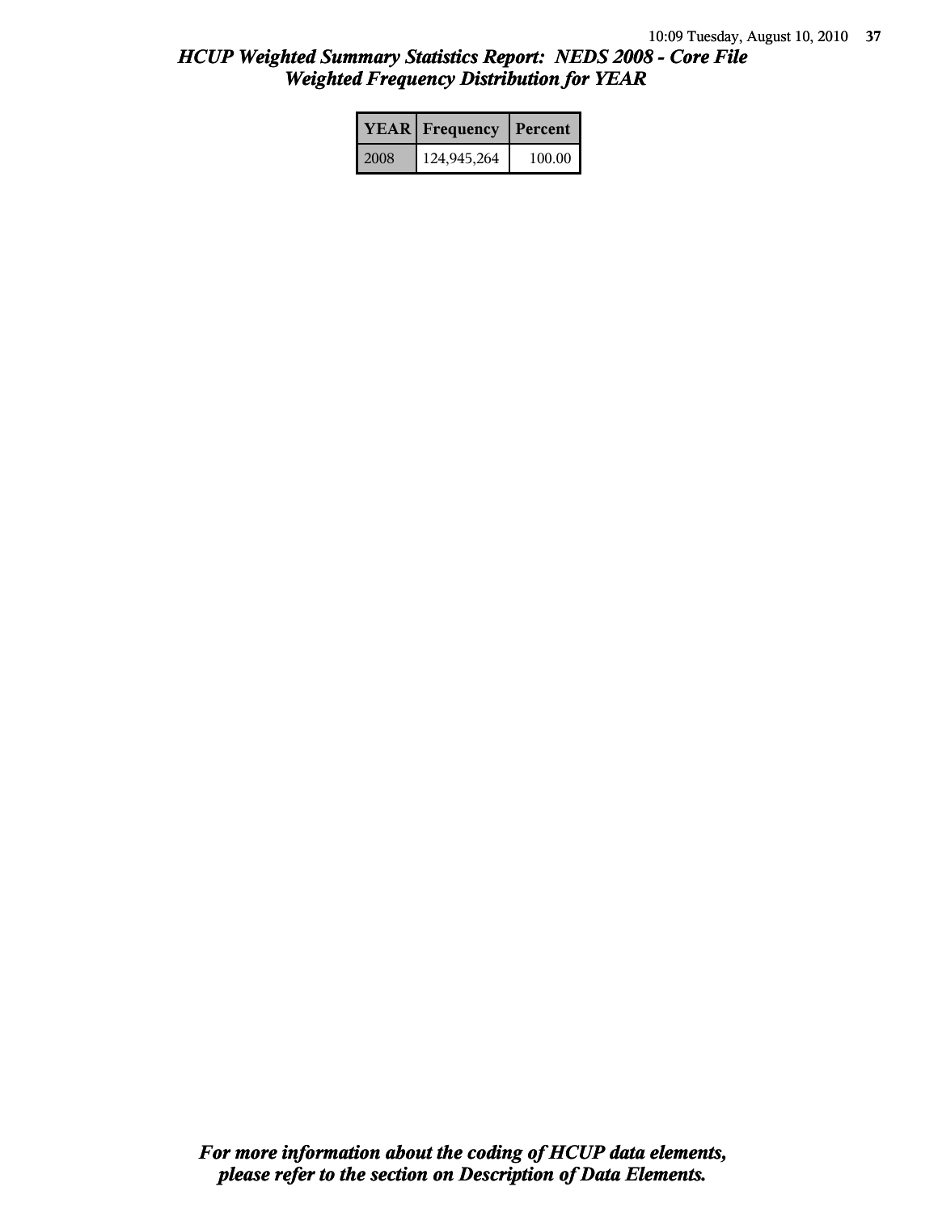# *HCUP Weighted Summary Statistics Report: NEDS 2008 - Core File*
## *Weighted Frequency Distribution for YEAR*

| YEAR | Frequency | Percent |
|---|---|---|
| 2008 | 124,945,264 | 100.00 |

***For more information about the coding of HCUP data elements, please refer to the section on Description of Data Elements.***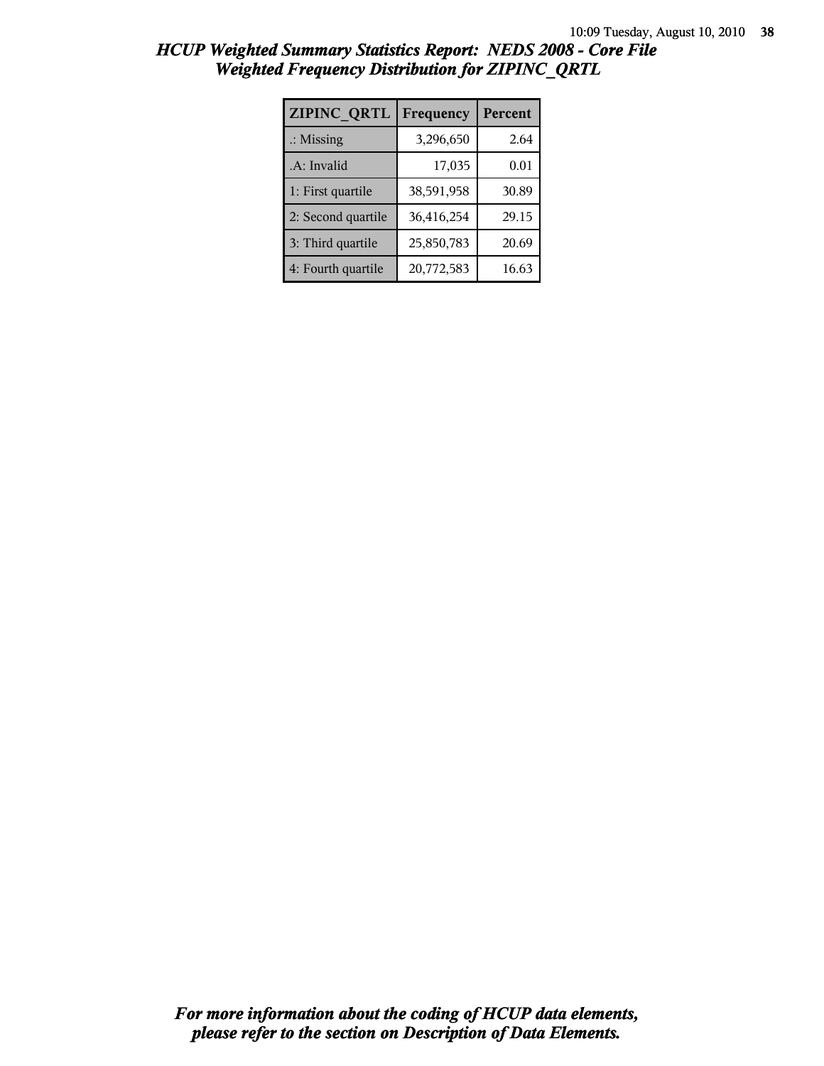## *HCUP Weighted Summary Statistics Report: NEDS 2008 - Core File*
## *Weighted Frequency Distribution for ZIPINC_QRTL*

| ZIPINC_QRTL | Frequency | Percent |
|---|---|---|
| .: Missing | 3,296,650 | 2.64 |
| .A: Invalid | 17,035 | 0.01 |
| 1: First quartile | 38,591,958 | 30.89 |
| 2: Second quartile | 36,416,254 | 29.15 |
| 3: Third quartile | 25,850,783 | 20.69 |
| 4: Fourth quartile | 20,772,583 | 16.63 |

***For more information about the coding of HCUP data elements, please refer to the section on Description of Data Elements.***